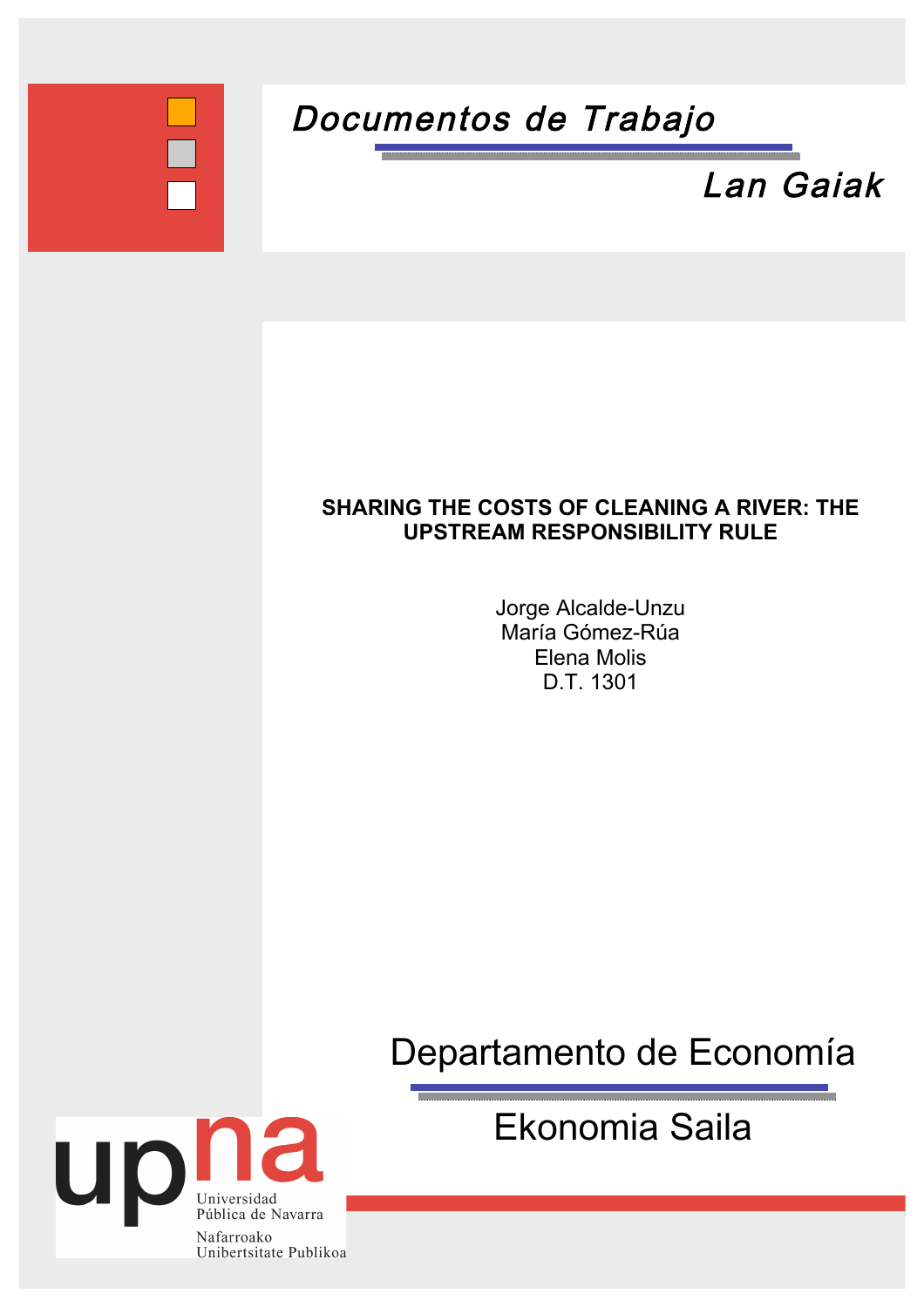*Documentos de Trabajo*

*Lan Gaiak*

**SHARING THE COSTS OF CLEANING A RIVER: THE UPSTREAM RESPONSIBILITY RULE**

Jorge Alcalde-Unzu
María Gómez-Rúa
Elena Molis
D.T. 1301

Departamento de Economía

Ekonomia Saila

upna
Universidad Pública de Navarra
Nafarroako Unibertsitate Publikoa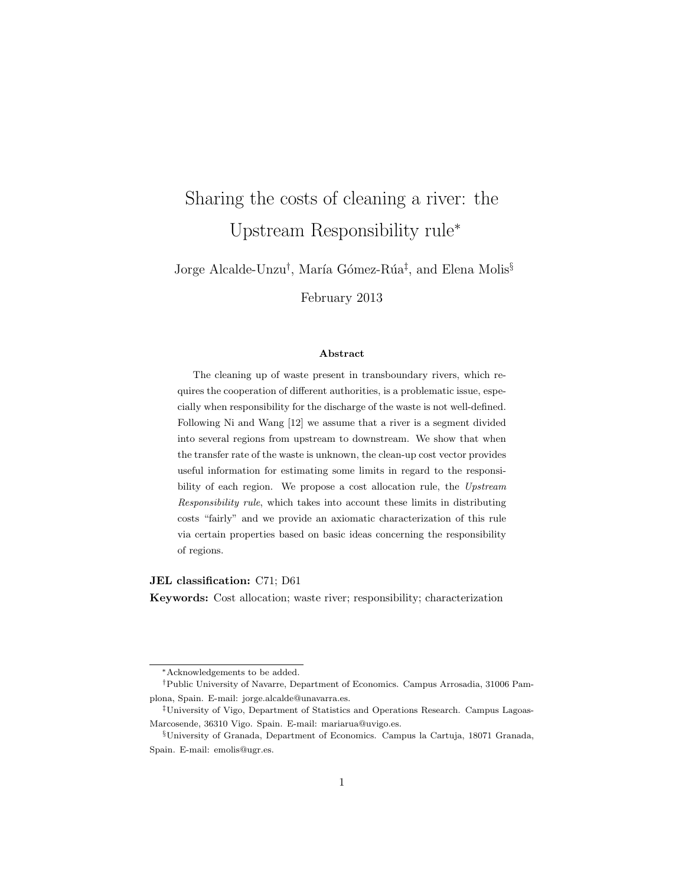# Sharing the costs of cleaning a river: the Upstream Responsibility rule*

Jorge Alcalde-Unzu†, María Gómez-Rúa‡, and Elena Molis§

February 2013

### Abstract

The cleaning up of waste present in transboundary rivers, which requires the cooperation of different authorities, is a problematic issue, especially when responsibility for the discharge of the waste is not well-defined. Following Ni and Wang [12] we assume that a river is a segment divided into several regions from upstream to downstream. We show that when the transfer rate of the waste is unknown, the clean-up cost vector provides useful information for estimating some limits in regard to the responsibility of each region. We propose a cost allocation rule, the *Upstream Responsibility rule*, which takes into account these limits in distributing costs "fairly" and we provide an axiomatic characterization of this rule via certain properties based on basic ideas concerning the responsibility of regions.

**JEL classification:** C71; D61

**Keywords:** Cost allocation; waste river; responsibility; characterization

---

*Acknowledgements to be added.

†Public University of Navarre, Department of Economics. Campus Arrosadia, 31006 Pamplona, Spain. E-mail: jorge.alcalde@unavarra.es.

‡University of Vigo, Department of Statistics and Operations Research. Campus Lagoas-Marcosende, 36310 Vigo. Spain. E-mail: mariarua@uvigo.es.

§University of Granada, Department of Economics. Campus la Cartuja, 18071 Granada, Spain. E-mail: emolis@ugr.es.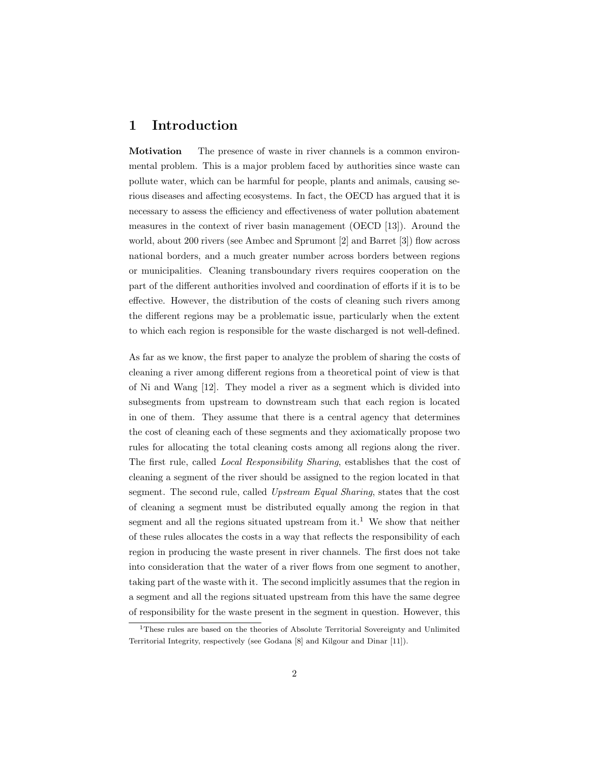# 1 Introduction

**Motivation** The presence of waste in river channels is a common environmental problem. This is a major problem faced by authorities since waste can pollute water, which can be harmful for people, plants and animals, causing serious diseases and affecting ecosystems. In fact, the OECD has argued that it is necessary to assess the efficiency and effectiveness of water pollution abatement measures in the context of river basin management (OECD [13]). Around the world, about 200 rivers (see Ambec and Sprumont [2] and Barret [3]) flow across national borders, and a much greater number across borders between regions or municipalities. Cleaning transboundary rivers requires cooperation on the part of the different authorities involved and coordination of efforts if it is to be effective. However, the distribution of the costs of cleaning such rivers among the different regions may be a problematic issue, particularly when the extent to which each region is responsible for the waste discharged is not well-defined.

As far as we know, the first paper to analyze the problem of sharing the costs of cleaning a river among different regions from a theoretical point of view is that of Ni and Wang [12]. They model a river as a segment which is divided into subsegments from upstream to downstream such that each region is located in one of them. They assume that there is a central agency that determines the cost of cleaning each of these segments and they axiomatically propose two rules for allocating the total cleaning costs among all regions along the river. The first rule, called *Local Responsibility Sharing*, establishes that the cost of cleaning a segment of the river should be assigned to the region located in that segment. The second rule, called *Upstream Equal Sharing*, states that the cost of cleaning a segment must be distributed equally among the region in that segment and all the regions situated upstream from it.[1] We show that neither of these rules allocates the costs in a way that reflects the responsibility of each region in producing the waste present in river channels. The first does not take into consideration that the water of a river flows from one segment to another, taking part of the waste with it. The second implicitly assumes that the region in a segment and all the regions situated upstream from this have the same degree of responsibility for the waste present in the segment in question. However, this

[1] These rules are based on the theories of Absolute Territorial Sovereignty and Unlimited Territorial Integrity, respectively (see Godana [8] and Kilgour and Dinar [11]).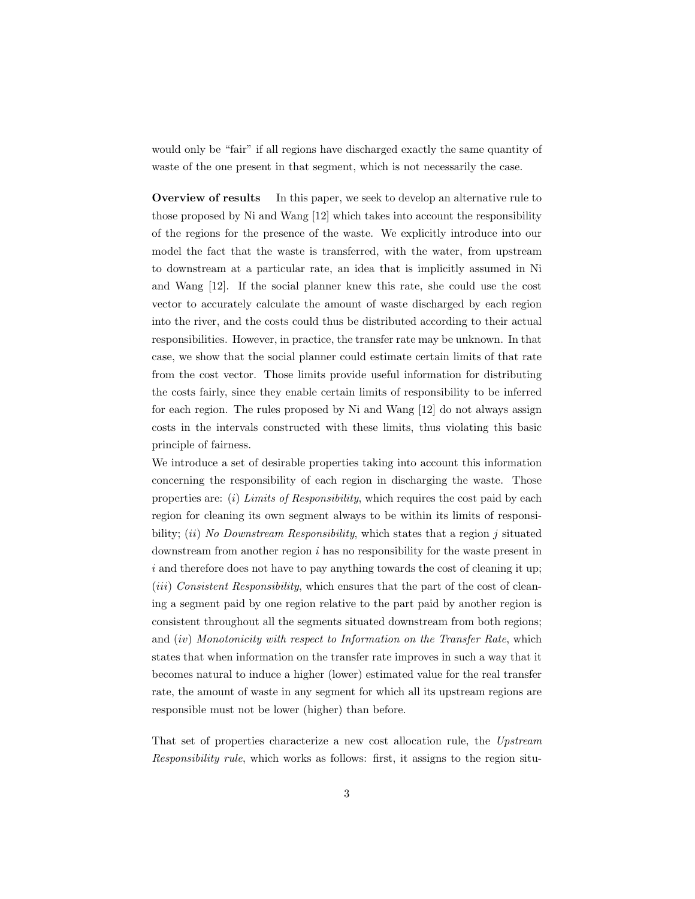would only be "fair" if all regions have discharged exactly the same quantity of waste of the one present in that segment, which is not necessarily the case.

**Overview of results** In this paper, we seek to develop an alternative rule to those proposed by Ni and Wang [12] which takes into account the responsibility of the regions for the presence of the waste. We explicitly introduce into our model the fact that the waste is transferred, with the water, from upstream to downstream at a particular rate, an idea that is implicitly assumed in Ni and Wang [12]. If the social planner knew this rate, she could use the cost vector to accurately calculate the amount of waste discharged by each region into the river, and the costs could thus be distributed according to their actual responsibilities. However, in practice, the transfer rate may be unknown. In that case, we show that the social planner could estimate certain limits of that rate from the cost vector. Those limits provide useful information for distributing the costs fairly, since they enable certain limits of responsibility to be inferred for each region. The rules proposed by Ni and Wang [12] do not always assign costs in the intervals constructed with these limits, thus violating this basic principle of fairness.

We introduce a set of desirable properties taking into account this information concerning the responsibility of each region in discharging the waste. Those properties are: $(i)$ *Limits of Responsibility*, which requires the cost paid by each region for cleaning its own segment always to be within its limits of responsibility; $(ii)$ *No Downstream Responsibility*, which states that a region $j$ situated downstream from another region $i$ has no responsibility for the waste present in $i$ and therefore does not have to pay anything towards the cost of cleaning it up; $(iii)$ *Consistent Responsibility*, which ensures that the part of the cost of cleaning a segment paid by one region relative to the part paid by another region is consistent throughout all the segments situated downstream from both regions; and $(iv)$ *Monotonicity with respect to Information on the Transfer Rate*, which states that when information on the transfer rate improves in such a way that it becomes natural to induce a higher (lower) estimated value for the real transfer rate, the amount of waste in any segment for which all its upstream regions are responsible must not be lower (higher) than before.

That set of properties characterize a new cost allocation rule, the *Upstream Responsibility rule*, which works as follows: first, it assigns to the region situ-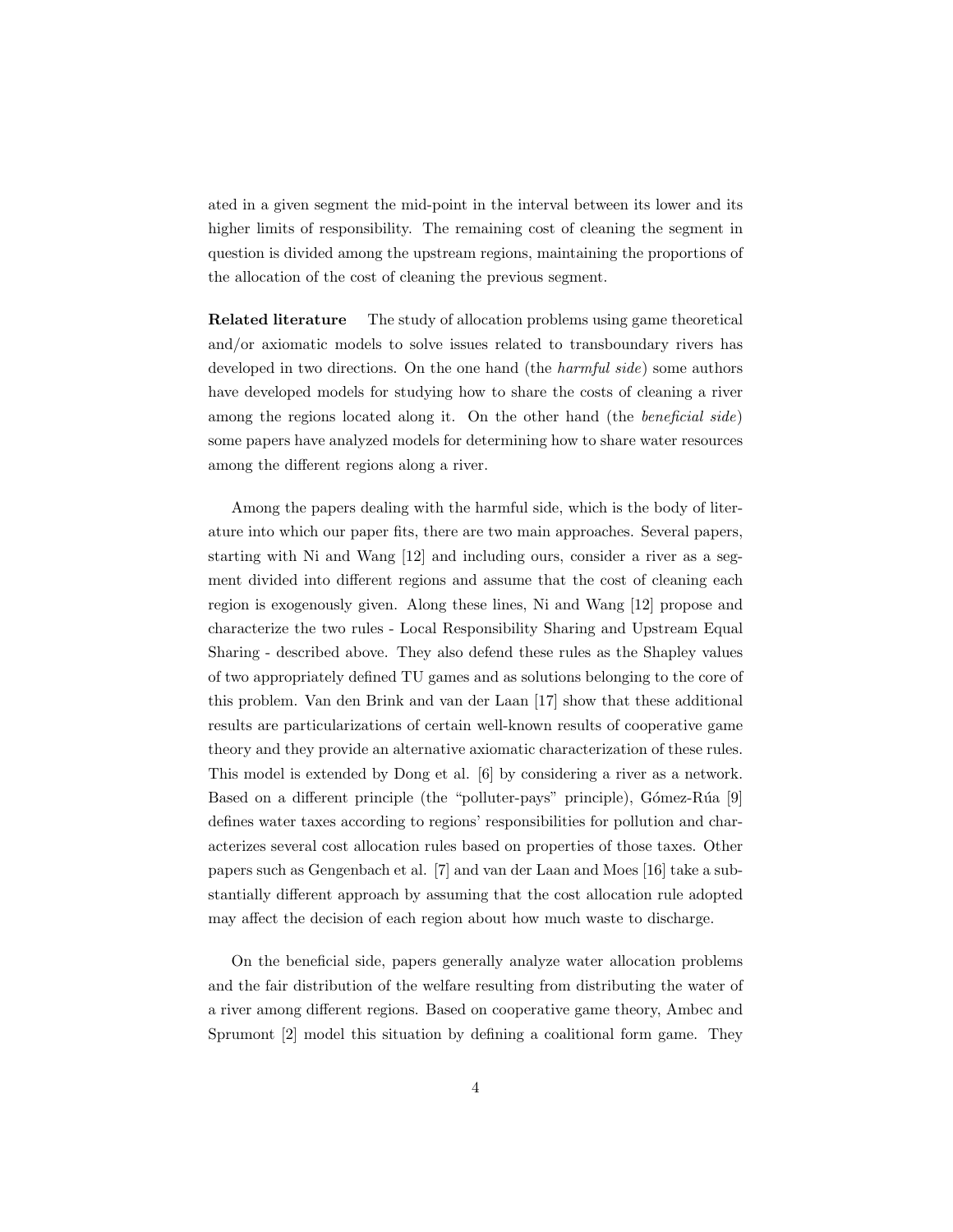ated in a given segment the mid-point in the interval between its lower and its higher limits of responsibility. The remaining cost of cleaning the segment in question is divided among the upstream regions, maintaining the proportions of the allocation of the cost of cleaning the previous segment.

**Related literature** The study of allocation problems using game theoretical and/or axiomatic models to solve issues related to transboundary rivers has developed in two directions. On the one hand (the *harmful side*) some authors have developed models for studying how to share the costs of cleaning a river among the regions located along it. On the other hand (the *beneficial side*) some papers have analyzed models for determining how to share water resources among the different regions along a river.

Among the papers dealing with the harmful side, which is the body of literature into which our paper fits, there are two main approaches. Several papers, starting with Ni and Wang [12] and including ours, consider a river as a segment divided into different regions and assume that the cost of cleaning each region is exogenously given. Along these lines, Ni and Wang [12] propose and characterize the two rules - Local Responsibility Sharing and Upstream Equal Sharing - described above. They also defend these rules as the Shapley values of two appropriately defined TU games and as solutions belonging to the core of this problem. Van den Brink and van der Laan [17] show that these additional results are particularizations of certain well-known results of cooperative game theory and they provide an alternative axiomatic characterization of these rules. This model is extended by Dong et al. [6] by considering a river as a network. Based on a different principle (the "polluter-pays" principle), Gómez-Rúa [9] defines water taxes according to regions' responsibilities for pollution and characterizes several cost allocation rules based on properties of those taxes. Other papers such as Gengenbach et al. [7] and van der Laan and Moes [16] take a substantially different approach by assuming that the cost allocation rule adopted may affect the decision of each region about how much waste to discharge.

On the beneficial side, papers generally analyze water allocation problems and the fair distribution of the welfare resulting from distributing the water of a river among different regions. Based on cooperative game theory, Ambec and Sprumont [2] model this situation by defining a coalitional form game. They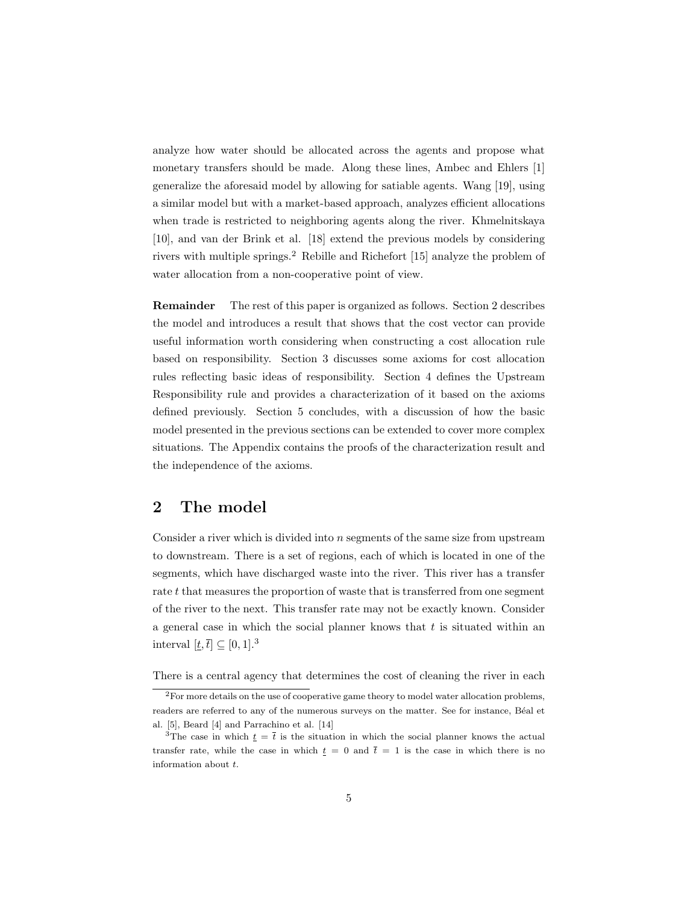analyze how water should be allocated across the agents and propose what monetary transfers should be made. Along these lines, Ambec and Ehlers [1] generalize the aforesaid model by allowing for satiable agents. Wang [19], using a similar model but with a market-based approach, analyzes efficient allocations when trade is restricted to neighboring agents along the river. Khmelnitskaya [10], and van der Brink et al. [18] extend the previous models by considering rivers with multiple springs.[2] Rebille and Richefort [15] analyze the problem of water allocation from a non-cooperative point of view.

**Remainder** The rest of this paper is organized as follows. Section 2 describes the model and introduces a result that shows that the cost vector can provide useful information worth considering when constructing a cost allocation rule based on responsibility. Section 3 discusses some axioms for cost allocation rules reflecting basic ideas of responsibility. Section 4 defines the Upstream Responsibility rule and provides a characterization of it based on the axioms defined previously. Section 5 concludes, with a discussion of how the basic model presented in the previous sections can be extended to cover more complex situations. The Appendix contains the proofs of the characterization result and the independence of the axioms.

## 2 The model

Consider a river which is divided into $n$ segments of the same size from upstream to downstream. There is a set of regions, each of which is located in one of the segments, which have discharged waste into the river. This river has a transfer rate $t$ that measures the proportion of waste that is transferred from one segment of the river to the next. This transfer rate may not be exactly known. Consider a general case in which the social planner knows that $t$ is situated within an interval $[\underline{t}, \overline{t}] \subseteq [0, 1]$.[3]

There is a central agency that determines the cost of cleaning the river in each

[2] For more details on the use of cooperative game theory to model water allocation problems, readers are referred to any of the numerous surveys on the matter. See for instance, Béal et al. [5], Beard [4] and Parrachino et al. [14]

[3] The case in which $\underline{t} = \overline{t}$ is the situation in which the social planner knows the actual transfer rate, while the case in which $\underline{t} = 0$ and $\overline{t} = 1$ is the case in which there is no information about $t$.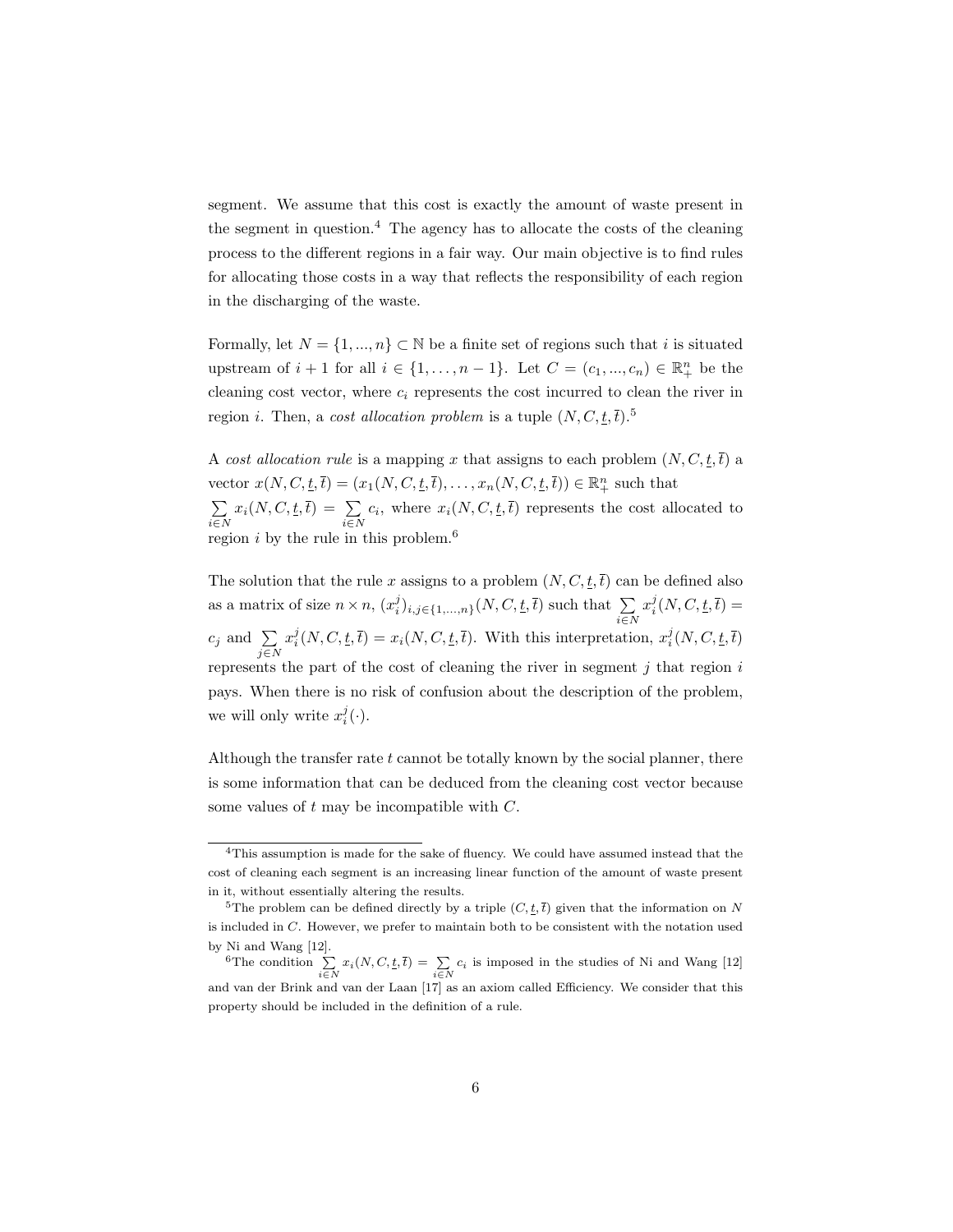segment. We assume that this cost is exactly the amount of waste present in the segment in question.[4] The agency has to allocate the costs of the cleaning process to the different regions in a fair way. Our main objective is to find rules for allocating those costs in a way that reflects the responsibility of each region in the discharging of the waste.

Formally, let $N = \{1, ..., n\} \subset \mathbb{N}$ be a finite set of regions such that $i$ is situated upstream of $i+1$ for all $i \in \{1, \ldots, n-1\}$. Let $C = (c_1, ..., c_n) \in \mathbb{R}^n_+$ be the cleaning cost vector, where $c_i$ represents the cost incurred to clean the river in region $i$. Then, a *cost allocation problem* is a tuple $(N, C, \underline{t}, \overline{t})$.[5]

A *cost allocation rule* is a mapping $x$ that assigns to each problem $(N, C, \underline{t}, \overline{t})$ a vector $x(N, C, \underline{t}, \overline{t}) = (x_1(N, C, \underline{t}, \overline{t}), \ldots, x_n(N, C, \underline{t}, \overline{t})) \in \mathbb{R}^n_+$ such that $\sum_{i \in N} x_i(N, C, \underline{t}, \overline{t}) = \sum_{i \in N} c_i$, where $x_i(N, C, \underline{t}, \overline{t})$ represents the cost allocated to region $i$ by the rule in this problem.[6]

The solution that the rule $x$ assigns to a problem $(N, C, \underline{t}, \overline{t})$ can be defined also as a matrix of size $n \times n$, $(x_i^j)_{i,j \in \{1,\ldots,n\}}(N, C, \underline{t}, \overline{t})$ such that $\sum_{i \in N} x_i^j(N, C, \underline{t}, \overline{t}) = c_j$ and $\sum_{j \in N} x_i^j(N, C, \underline{t}, \overline{t}) = x_i(N, C, \underline{t}, \overline{t})$. With this interpretation, $x_i^j(N, C, \underline{t}, \overline{t})$ represents the part of the cost of cleaning the river in segment $j$ that region $i$ pays. When there is no risk of confusion about the description of the problem, we will only write $x_i^j(\cdot)$.

Although the transfer rate $t$ cannot be totally known by the social planner, there is some information that can be deduced from the cleaning cost vector because some values of $t$ may be incompatible with $C$.

---

[4] This assumption is made for the sake of fluency. We could have assumed instead that the cost of cleaning each segment is an increasing linear function of the amount of waste present in it, without essentially altering the results.

[5] The problem can be defined directly by a triple $(C, \underline{t}, \overline{t})$ given that the information on $N$ is included in $C$. However, we prefer to maintain both to be consistent with the notation used by Ni and Wang [12].

[6] The condition $\sum_{i \in N} x_i(N, C, \underline{t}, \overline{t}) = \sum_{i \in N} c_i$ is imposed in the studies of Ni and Wang [12] and van der Brink and van der Laan [17] as an axiom called Efficiency. We consider that this property should be included in the definition of a rule.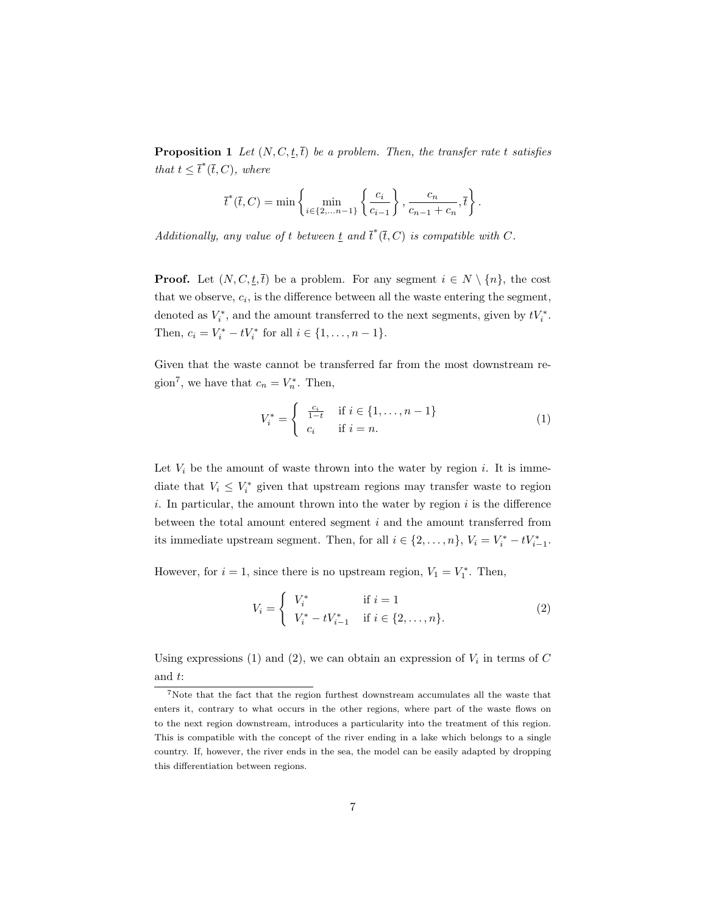**Proposition 1** *Let $(N, C, \underline{t}, \overline{t})$ be a problem. Then, the transfer rate $t$ satisfies that $t \leq \overline{t}^*(\overline{t}, C)$, where*

$$\overline{t}^*(\overline{t}, C) = \min\left\{ \min_{i \in \{2, \ldots n-1\}} \left\{ \frac{c_i}{c_{i-1}} \right\}, \frac{c_n}{c_{n-1} + c_n}, \overline{t} \right\}.$$

*Additionally, any value of $t$ between $\underline{t}$ and $\overline{t}^*(\overline{t}, C)$ is compatible with $C$.*

**Proof.** Let $(N, C, \underline{t}, \overline{t})$ be a problem. For any segment $i \in N \setminus \{n\}$, the cost that we observe, $c_i$, is the difference between all the waste entering the segment, denoted as $V_i^*$, and the amount transferred to the next segments, given by $tV_i^*$. Then, $c_i = V_i^* - tV_i^*$ for all $i \in \{1, \ldots, n-1\}$.

Given that the waste cannot be transferred far from the most downstream region[7], we have that $c_n = V_n^*$. Then,

$$V_i^* = \begin{cases} \frac{c_i}{1-t} & \text{if } i \in \{1, \ldots, n-1\} \\ c_i & \text{if } i = n. \end{cases} \tag{1}$$

Let $V_i$ be the amount of waste thrown into the water by region $i$. It is immediate that $V_i \leq V_i^*$ given that upstream regions may transfer waste to region $i$. In particular, the amount thrown into the water by region $i$ is the difference between the total amount entered segment $i$ and the amount transferred from its immediate upstream segment. Then, for all $i \in \{2, \ldots, n\}$, $V_i = V_i^* - tV_{i-1}^*$.

However, for $i = 1$, since there is no upstream region, $V_1 = V_1^*$. Then,

$$V_i = \begin{cases} V_i^* & \text{if } i = 1 \\ V_i^* - tV_{i-1}^* & \text{if } i \in \{2, \ldots, n\}. \end{cases} \tag{2}$$

Using expressions (1) and (2), we can obtain an expression of $V_i$ in terms of $C$ and $t$:

[7]Note that the fact that the region furthest downstream accumulates all the waste that enters it, contrary to what occurs in the other regions, where part of the waste flows on to the next region downstream, introduces a particularity into the treatment of this region. This is compatible with the concept of the river ending in a lake which belongs to a single country. If, however, the river ends in the sea, the model can be easily adapted by dropping this differentiation between regions.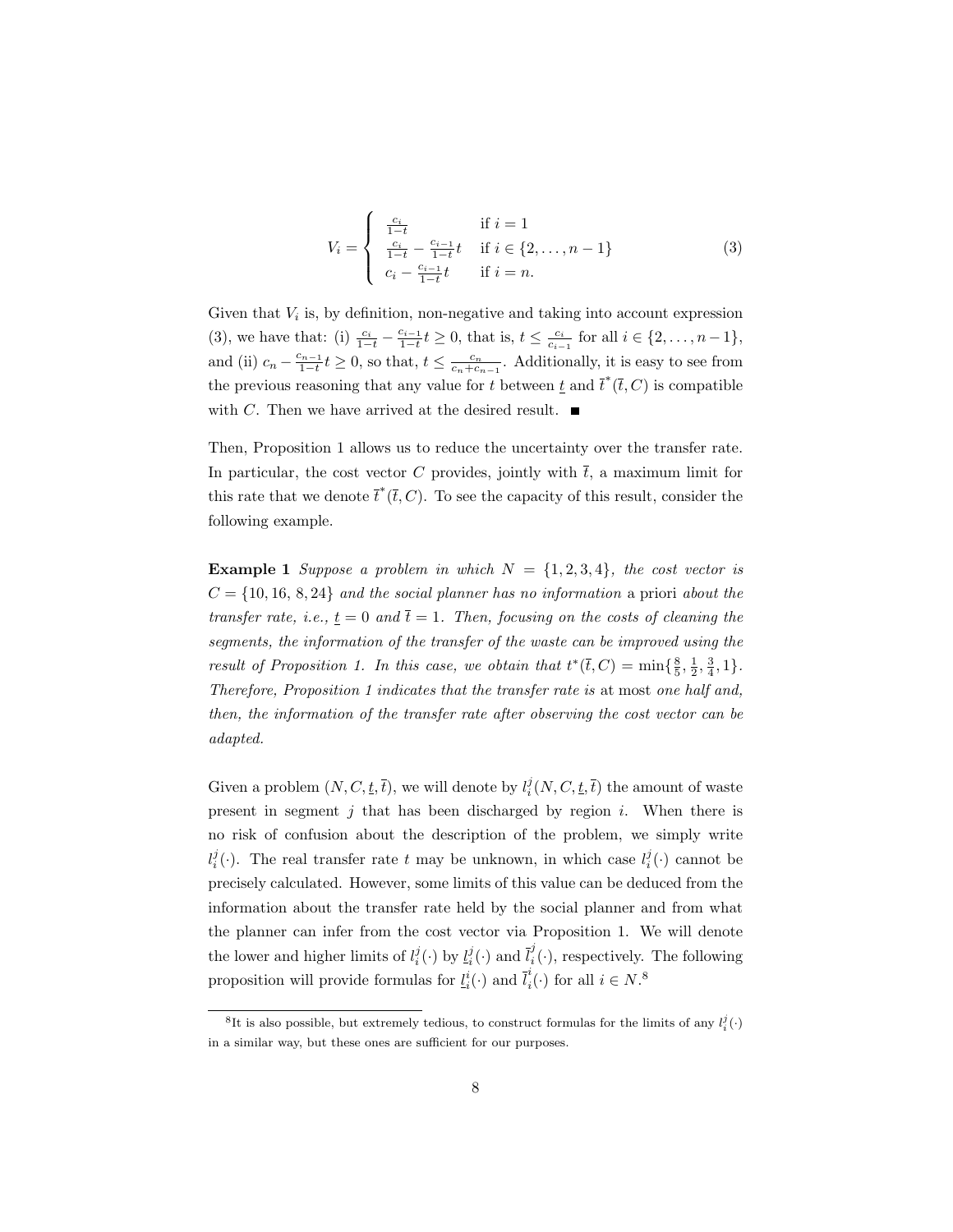$$
V_i = \begin{cases} \frac{c_i}{1-t} & \text{if } i = 1 \\ \frac{c_i}{1-t} - \frac{c_{i-1}}{1-t}t & \text{if } i \in \{2, \ldots, n-1\} \\ c_i - \frac{c_{i-1}}{1-t}t & \text{if } i = n. \end{cases} \tag{3}
$$

Given that $V_i$ is, by definition, non-negative and taking into account expression (3), we have that: (i) $\frac{c_i}{1-t} - \frac{c_{i-1}}{1-t}t \geq 0$, that is, $t \leq \frac{c_i}{c_{i-1}}$ for all $i \in \{2, \ldots, n-1\}$, and (ii) $c_n - \frac{c_{n-1}}{1-t}t \geq 0$, so that, $t \leq \frac{c_n}{c_n + c_{n-1}}$. Additionally, it is easy to see from the previous reasoning that any value for $t$ between $\underline{t}$ and $\overline{t}^*(\overline{t}, C)$ is compatible with $C$. Then we have arrived at the desired result. ■

Then, Proposition 1 allows us to reduce the uncertainty over the transfer rate. In particular, the cost vector $C$ provides, jointly with $\overline{t}$, a maximum limit for this rate that we denote $\overline{t}^*(\overline{t}, C)$. To see the capacity of this result, consider the following example.

**Example 1** *Suppose a problem in which $N = \{1, 2, 3, 4\}$, the cost vector is $C = \{10, 16, 8, 24\}$ and the social planner has no information* a priori *about the transfer rate, i.e., $\underline{t} = 0$ and $\overline{t} = 1$. Then, focusing on the costs of cleaning the segments, the information of the transfer of the waste can be improved using the result of Proposition 1. In this case, we obtain that $t^*(\overline{t}, C) = \min\{\frac{8}{5}, \frac{1}{2}, \frac{3}{4}, 1\}$. Therefore, Proposition 1 indicates that the transfer rate is* at most *one half and, then, the information of the transfer rate after observing the cost vector can be adapted.*

Given a problem $(N, C, \underline{t}, \overline{t})$, we will denote by $l_i^j(N, C, \underline{t}, \overline{t})$ the amount of waste present in segment $j$ that has been discharged by region $i$. When there is no risk of confusion about the description of the problem, we simply write $l_i^j(\cdot)$. The real transfer rate $t$ may be unknown, in which case $l_i^j(\cdot)$ cannot be precisely calculated. However, some limits of this value can be deduced from the information about the transfer rate held by the social planner and from what the planner can infer from the cost vector via Proposition 1. We will denote the lower and higher limits of $l_i^j(\cdot)$ by $\underline{l}_i^j(\cdot)$ and $\overline{l}_i^j(\cdot)$, respectively. The following proposition will provide formulas for $\underline{l}_i^i(\cdot)$ and $\overline{l}_i^i(\cdot)$ for all $i \in N$.[8]

[8] It is also possible, but extremely tedious, to construct formulas for the limits of any $l_i^j(\cdot)$ in a similar way, but these ones are sufficient for our purposes.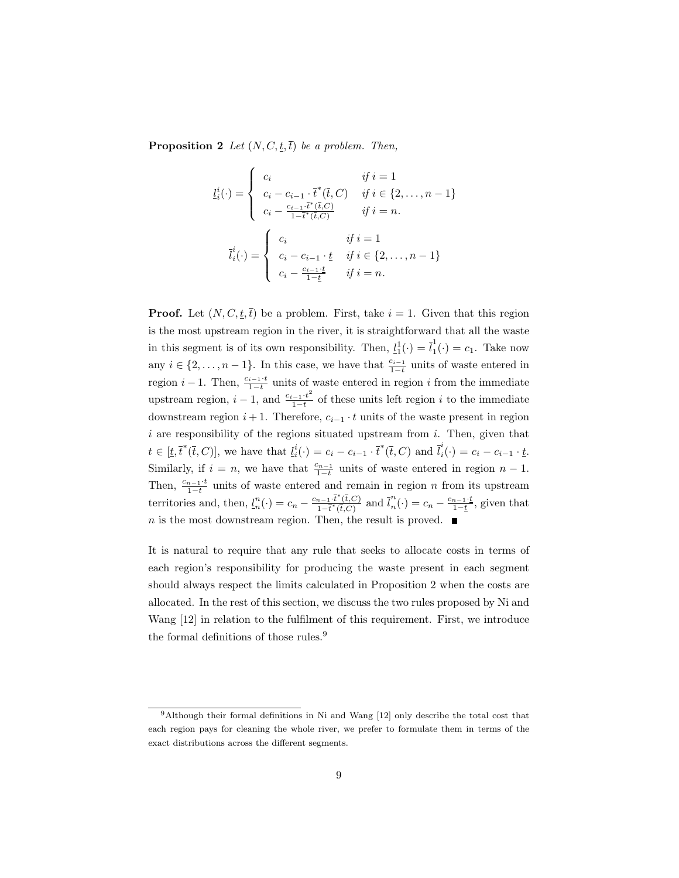**Proposition 2** *Let $(N, C, \underline{t}, \overline{t})$ be a problem. Then,*

$$\underline{l}_i^i(\cdot) = \begin{cases} c_i & \text{if } i = 1 \\ c_i - c_{i-1} \cdot \overline{t}^*(\overline{t}, C) & \text{if } i \in \{2, \ldots, n-1\} \\ c_i - \frac{c_{i-1} \cdot \overline{t}^*(\overline{t}, C)}{1 - \overline{t}^*(\overline{t}, C)} & \text{if } i = n. \end{cases}$$

$$\overline{l}_i^i(\cdot) = \begin{cases} c_i & \text{if } i = 1 \\ c_i - c_{i-1} \cdot \underline{t} & \text{if } i \in \{2, \ldots, n-1\} \\ c_i - \frac{c_{i-1} \cdot \underline{t}}{1 - \underline{t}} & \text{if } i = n. \end{cases}$$

**Proof.** Let $(N, C, \underline{t}, \overline{t})$ be a problem. First, take $i = 1$. Given that this region is the most upstream region in the river, it is straightforward that all the waste in this segment is of its own responsibility. Then, $\underline{l}_1^1(\cdot) = \overline{l}_1^1(\cdot) = c_1$. Take now any $i \in \{2, \ldots, n-1\}$. In this case, we have that $\frac{c_{i-1}}{1-t}$ units of waste entered in region $i-1$. Then, $\frac{c_{i-1} \cdot t}{1-t}$ units of waste entered in region $i$ from the immediate upstream region, $i-1$, and $\frac{c_{i-1} \cdot t^2}{1-t}$ of these units left region $i$ to the immediate downstream region $i+1$. Therefore, $c_{i-1} \cdot t$ units of the waste present in region $i$ are responsibility of the regions situated upstream from $i$. Then, given that $t \in [\underline{t}, \overline{t}^*(\overline{t}, C)]$, we have that $\underline{l}_i^i(\cdot) = c_i - c_{i-1} \cdot \overline{t}^*(\overline{t}, C)$ and $\overline{l}_i^i(\cdot) = c_i - c_{i-1} \cdot \underline{t}$. Similarly, if $i = n$, we have that $\frac{c_{n-1}}{1-t}$ units of waste entered in region $n-1$. Then, $\frac{c_{n-1} \cdot t}{1-t}$ units of waste entered and remain in region $n$ from its upstream territories and, then, $\underline{l}_n^n(\cdot) = c_n - \frac{c_{n-1} \cdot \overline{t}^*(\overline{t}, C)}{1 - \overline{t}^*(\overline{t}, C)}$ and $\overline{l}_n^n(\cdot) = c_n - \frac{c_{n-1} \cdot \underline{t}}{1 - \underline{t}}$, given that $n$ is the most downstream region. Then, the result is proved. ■

It is natural to require that any rule that seeks to allocate costs in terms of each region's responsibility for producing the waste present in each segment should always respect the limits calculated in Proposition 2 when the costs are allocated. In the rest of this section, we discuss the two rules proposed by Ni and Wang [12] in relation to the fulfilment of this requirement. First, we introduce the formal definitions of those rules.[9]

[9] Although their formal definitions in Ni and Wang [12] only describe the total cost that each region pays for cleaning the whole river, we prefer to formulate them in terms of the exact distributions across the different segments.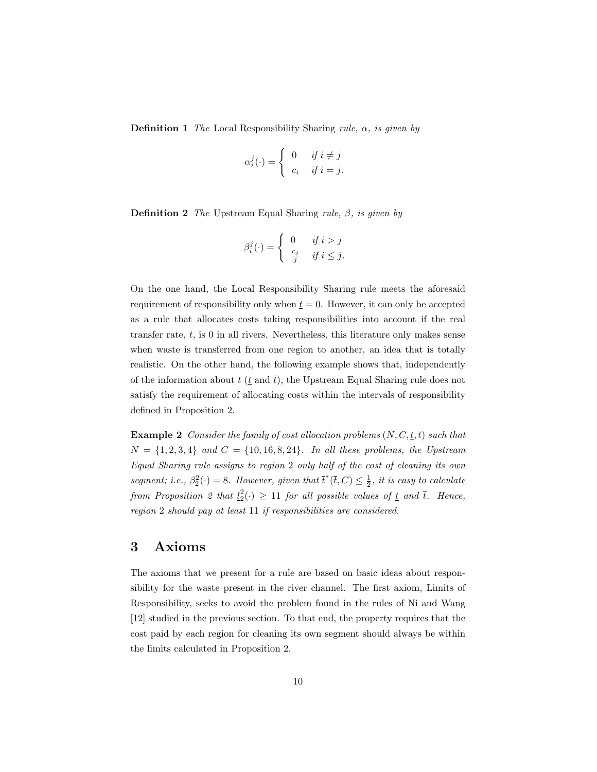**Definition 1** *The* Local Responsibility Sharing *rule, $\alpha$, is given by*

$$\alpha_i^j(\cdot) = \begin{cases} 0 & \text{if } i \neq j \\ c_i & \text{if } i = j. \end{cases}$$

**Definition 2** *The* Upstream Equal Sharing *rule, $\beta$, is given by*

$$\beta_i^j(\cdot) = \begin{cases} 0 & \text{if } i > j \\ \frac{c_j}{j} & \text{if } i \leq j. \end{cases}$$

On the one hand, the Local Responsibility Sharing rule meets the aforesaid requirement of responsibility only when $\underline{t} = 0$. However, it can only be accepted as a rule that allocates costs taking responsibilities into account if the real transfer rate, $t$, is 0 in all rivers. Nevertheless, this literature only makes sense when waste is transferred from one region to another, an idea that is totally realistic. On the other hand, the following example shows that, independently of the information about $t$ ($\underline{t}$ and $\overline{t}$), the Upstream Equal Sharing rule does not satisfy the requirement of allocating costs within the intervals of responsibility defined in Proposition 2.

**Example 2** *Consider the family of cost allocation problems $(N, C, \underline{t}, \overline{t})$ such that $N = \{1, 2, 3, 4\}$ and $C = \{10, 16, 8, 24\}$. In all these problems, the Upstream Equal Sharing rule assigns to region 2 only half of the cost of cleaning its own segment; i.e., $\beta_2^2(\cdot) = 8$. However, given that $\overline{t}^*(\overline{t}, C) \leq \frac{1}{2}$, it is easy to calculate from Proposition 2 that $\underline{l}_2^2(\cdot) \geq 11$ for all possible values of $\underline{t}$ and $\overline{t}$. Hence, region 2 should pay at least 11 if responsibilities are considered.*

# 3 Axioms

The axioms that we present for a rule are based on basic ideas about responsibility for the waste present in the river channel. The first axiom, Limits of Responsibility, seeks to avoid the problem found in the rules of Ni and Wang [12] studied in the previous section. To that end, the property requires that the cost paid by each region for cleaning its own segment should always be within the limits calculated in Proposition 2.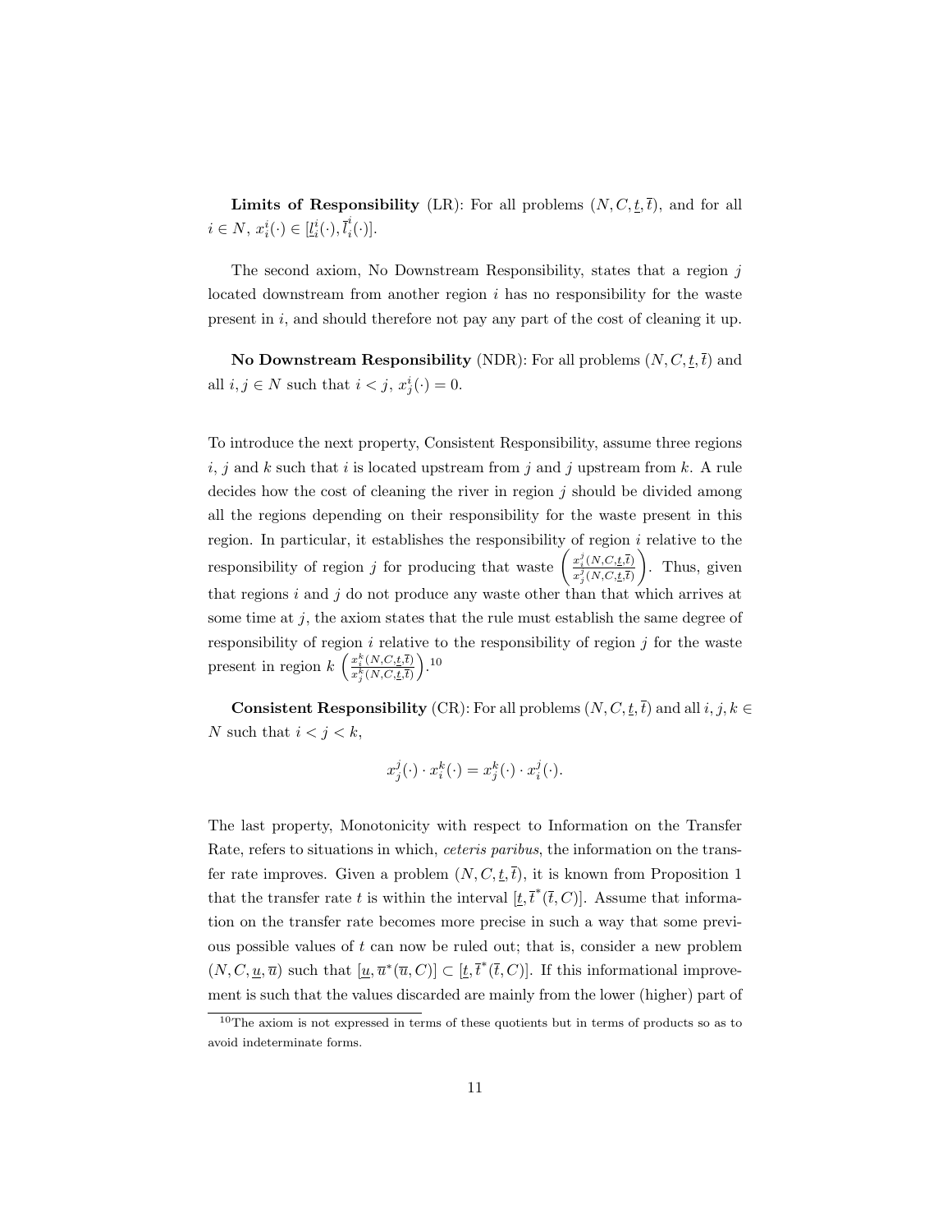**Limits of Responsibility** (LR): For all problems $(N, C, \underline{t}, \overline{t})$, and for all $i \in N$, $x_i^i(\cdot) \in [\underline{l}_i^i(\cdot), \overline{l}_i^i(\cdot)]$.

The second axiom, No Downstream Responsibility, states that a region $j$ located downstream from another region $i$ has no responsibility for the waste present in $i$, and should therefore not pay any part of the cost of cleaning it up.

**No Downstream Responsibility** (NDR): For all problems $(N, C, \underline{t}, \overline{t})$ and all $i, j \in N$ such that $i < j$, $x_j^i(\cdot) = 0$.

To introduce the next property, Consistent Responsibility, assume three regions $i$, $j$ and $k$ such that $i$ is located upstream from $j$ and $j$ upstream from $k$. A rule decides how the cost of cleaning the river in region $j$ should be divided among all the regions depending on their responsibility for the waste present in this region. In particular, it establishes the responsibility of region $i$ relative to the responsibility of region $j$ for producing that waste $\left(\frac{x_i^j(N,C,\underline{t},\overline{t})}{x_j^j(N,C,\underline{t},\overline{t})}\right)$. Thus, given that regions $i$ and $j$ do not produce any waste other than that which arrives at some time at $j$, the axiom states that the rule must establish the same degree of responsibility of region $i$ relative to the responsibility of region $j$ for the waste present in region $k$ $\left(\frac{x_i^k(N,C,\underline{t},\overline{t})}{x_j^k(N,C,\underline{t},\overline{t})}\right)$.[10]

**Consistent Responsibility** (CR): For all problems $(N, C, \underline{t}, \overline{t})$ and all $i, j, k \in N$ such that $i < j < k$,

$$x_j^j(\cdot) \cdot x_i^k(\cdot) = x_j^k(\cdot) \cdot x_i^j(\cdot).$$

The last property, Monotonicity with respect to Information on the Transfer Rate, refers to situations in which, *ceteris paribus*, the information on the transfer rate improves. Given a problem $(N, C, \underline{t}, \overline{t})$, it is known from Proposition 1 that the transfer rate $t$ is within the interval $[\underline{t}, \overline{t}^*(\overline{t}, C)]$. Assume that information on the transfer rate becomes more precise in such a way that some previous possible values of $t$ can now be ruled out; that is, consider a new problem $(N, C, \underline{u}, \overline{u})$ such that $[\underline{u}, \overline{u}^*(\overline{u}, C)] \subset [\underline{t}, \overline{t}^*(\overline{t}, C)]$. If this informational improvement is such that the values discarded are mainly from the lower (higher) part of

[10] The axiom is not expressed in terms of these quotients but in terms of products so as to avoid indeterminate forms.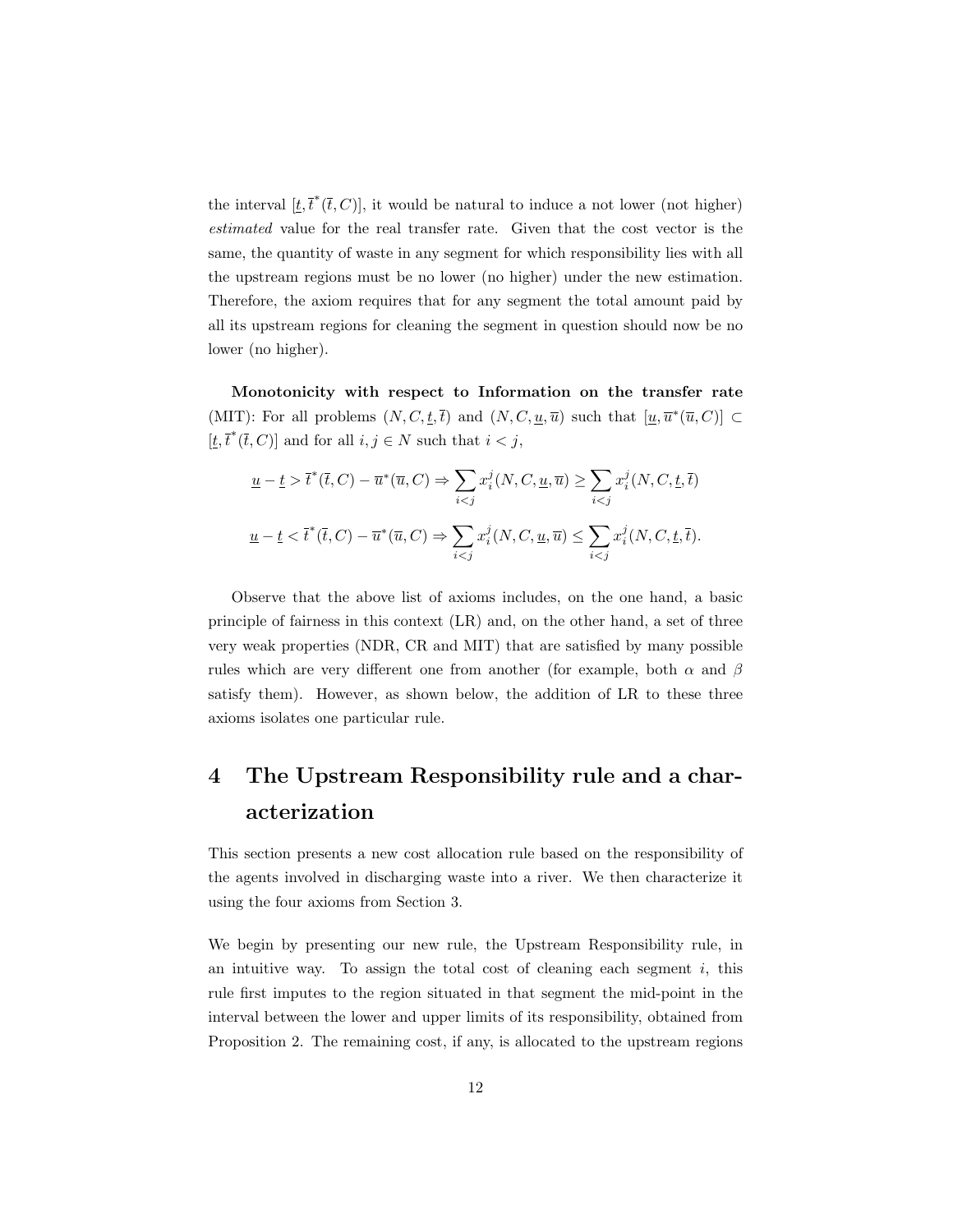the interval $[\underline{t}, \overline{t}^*(\overline{t}, C)]$, it would be natural to induce a not lower (not higher) *estimated* value for the real transfer rate. Given that the cost vector is the same, the quantity of waste in any segment for which responsibility lies with all the upstream regions must be no lower (no higher) under the new estimation. Therefore, the axiom requires that for any segment the total amount paid by all its upstream regions for cleaning the segment in question should now be no lower (no higher).

**Monotonicity with respect to Information on the transfer rate** (MIT): For all problems $(N, C, \underline{t}, \overline{t})$ and $(N, C, \underline{u}, \overline{u})$ such that $[\underline{u}, \overline{u}^*(\overline{u}, C)] \subset [\underline{t}, \overline{t}^*(\overline{t}, C)]$ and for all $i, j \in N$ such that $i < j$,

$$\underline{u} - \underline{t} > \overline{t}^*(\overline{t}, C) - \overline{u}^*(\overline{u}, C) \Rightarrow \sum_{i<j} x_i^j(N, C, \underline{u}, \overline{u}) \geq \sum_{i<j} x_i^j(N, C, \underline{t}, \overline{t})$$

$$\underline{u} - \underline{t} < \overline{t}^*(\overline{t}, C) - \overline{u}^*(\overline{u}, C) \Rightarrow \sum_{i<j} x_i^j(N, C, \underline{u}, \overline{u}) \leq \sum_{i<j} x_i^j(N, C, \underline{t}, \overline{t}).$$

Observe that the above list of axioms includes, on the one hand, a basic principle of fairness in this context (LR) and, on the other hand, a set of three very weak properties (NDR, CR and MIT) that are satisfied by many possible rules which are very different one from another (for example, both $\alpha$ and $\beta$ satisfy them). However, as shown below, the addition of LR to these three axioms isolates one particular rule.

# 4 The Upstream Responsibility rule and a characterization

This section presents a new cost allocation rule based on the responsibility of the agents involved in discharging waste into a river. We then characterize it using the four axioms from Section 3.

We begin by presenting our new rule, the Upstream Responsibility rule, in an intuitive way. To assign the total cost of cleaning each segment $i$, this rule first imputes to the region situated in that segment the mid-point in the interval between the lower and upper limits of its responsibility, obtained from Proposition 2. The remaining cost, if any, is allocated to the upstream regions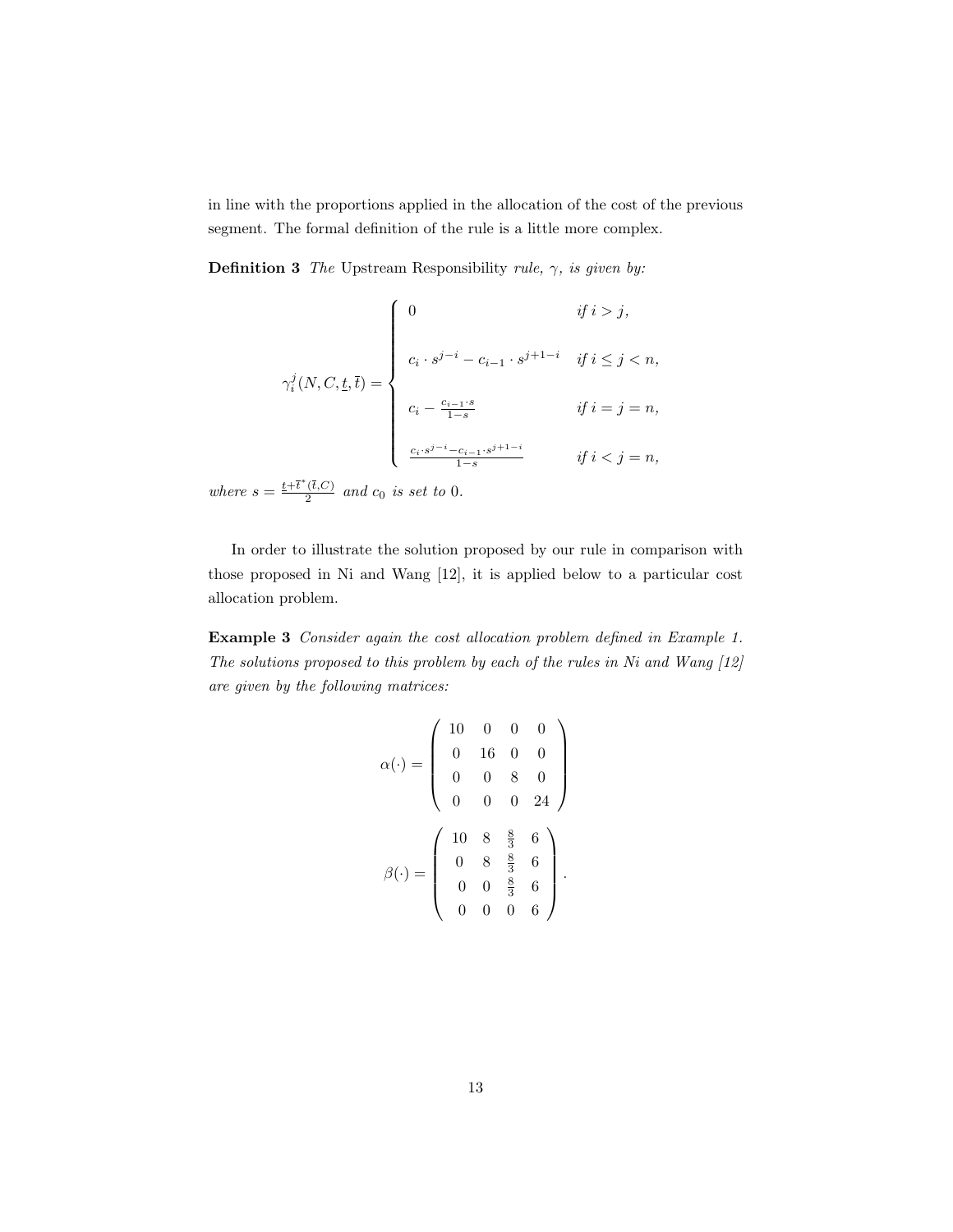in line with the proportions applied in the allocation of the cost of the previous segment. The formal definition of the rule is a little more complex.

**Definition 3** *The* Upstream Responsibility *rule, $\gamma$, is given by:*

$$
\gamma_i^j(N, C, \underline{t}, \overline{t}) = \begin{cases} 0 & \text{if } i > j, \\ \\ c_i \cdot s^{j-i} - c_{i-1} \cdot s^{j+1-i} & \text{if } i \leq j < n, \\ \\ c_i - \frac{c_{i-1} \cdot s}{1-s} & \text{if } i = j = n, \\ \\ \frac{c_i \cdot s^{j-i} - c_{i-1} \cdot s^{j+1-i}}{1-s} & \text{if } i < j = n, \end{cases}
$$

*where $s = \frac{\underline{t} + \overline{t}^*(\overline{t}, C)}{2}$ and $c_0$ is set to 0.*

In order to illustrate the solution proposed by our rule in comparison with those proposed in Ni and Wang [12], it is applied below to a particular cost allocation problem.

**Example 3** *Consider again the cost allocation problem defined in Example 1. The solutions proposed to this problem by each of the rules in Ni and Wang [12] are given by the following matrices:*

$$
\alpha(\cdot) = \begin{pmatrix} 10 & 0 & 0 & 0 \\ 0 & 16 & 0 & 0 \\ 0 & 0 & 8 & 0 \\ 0 & 0 & 0 & 24 \end{pmatrix}
$$

$$
\beta(\cdot) = \begin{pmatrix} 10 & 8 & \frac{8}{3} & 6 \\ 0 & 8 & \frac{8}{3} & 6 \\ 0 & 0 & \frac{8}{3} & 6 \\ 0 & 0 & 0 & 6 \end{pmatrix}.
$$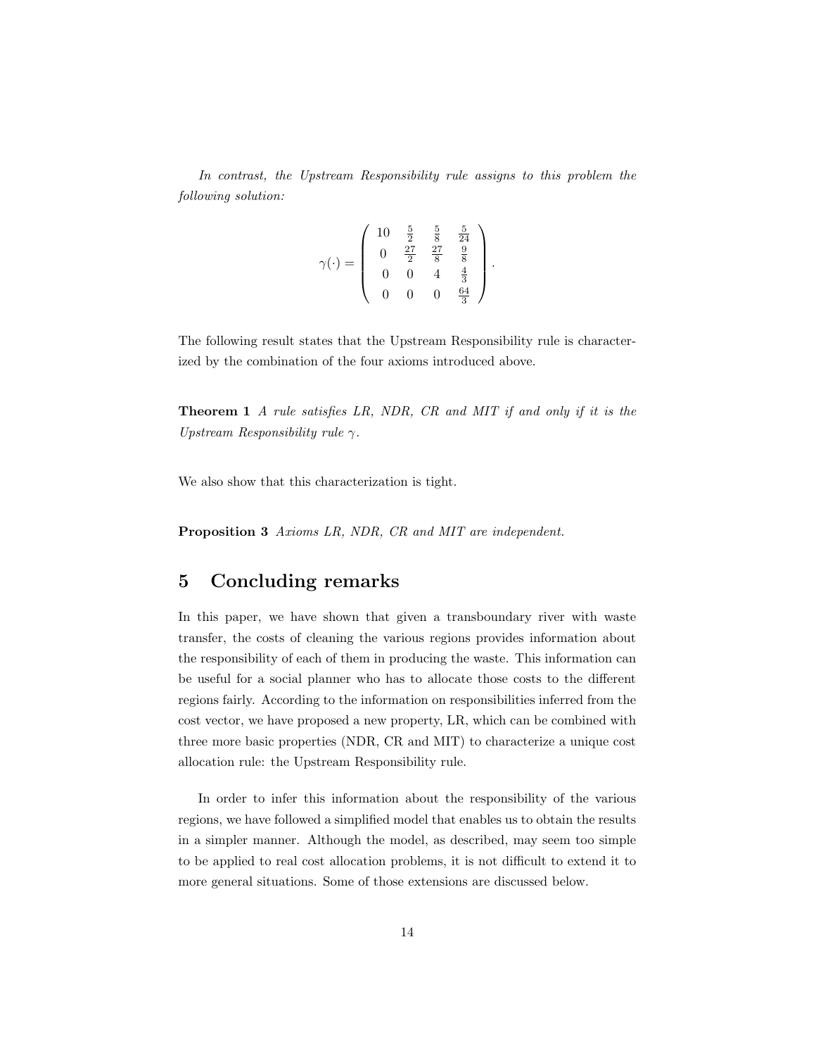*In contrast, the Upstream Responsibility rule assigns to this problem the following solution:*

$$\gamma(\cdot) = \begin{pmatrix} 10 & \frac{5}{2} & \frac{5}{8} & \frac{5}{24} \\ 0 & \frac{27}{2} & \frac{27}{8} & \frac{9}{8} \\ 0 & 0 & 4 & \frac{4}{3} \\ 0 & 0 & 0 & \frac{64}{3} \end{pmatrix}.$$

The following result states that the Upstream Responsibility rule is characterized by the combination of the four axioms introduced above.

**Theorem 1** *A rule satisfies LR, NDR, CR and MIT if and only if it is the Upstream Responsibility rule $\gamma$.*

We also show that this characterization is tight.

**Proposition 3** *Axioms LR, NDR, CR and MIT are independent.*

## 5 Concluding remarks

In this paper, we have shown that given a transboundary river with waste transfer, the costs of cleaning the various regions provides information about the responsibility of each of them in producing the waste. This information can be useful for a social planner who has to allocate those costs to the different regions fairly. According to the information on responsibilities inferred from the cost vector, we have proposed a new property, LR, which can be combined with three more basic properties (NDR, CR and MIT) to characterize a unique cost allocation rule: the Upstream Responsibility rule.

In order to infer this information about the responsibility of the various regions, we have followed a simplified model that enables us to obtain the results in a simpler manner. Although the model, as described, may seem too simple to be applied to real cost allocation problems, it is not difficult to extend it to more general situations. Some of those extensions are discussed below.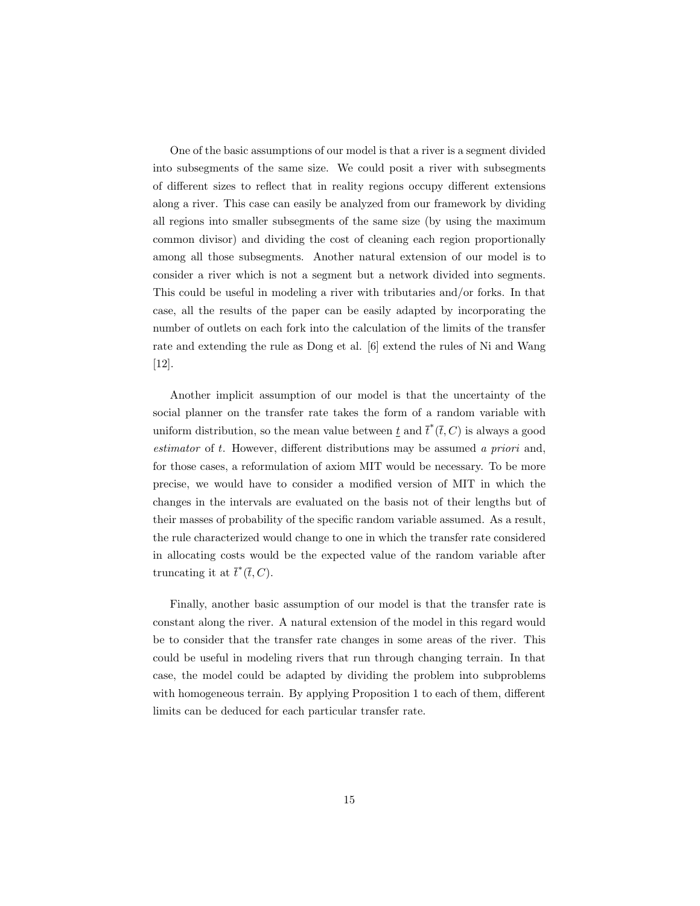One of the basic assumptions of our model is that a river is a segment divided into subsegments of the same size. We could posit a river with subsegments of different sizes to reflect that in reality regions occupy different extensions along a river. This case can easily be analyzed from our framework by dividing all regions into smaller subsegments of the same size (by using the maximum common divisor) and dividing the cost of cleaning each region proportionally among all those subsegments. Another natural extension of our model is to consider a river which is not a segment but a network divided into segments. This could be useful in modeling a river with tributaries and/or forks. In that case, all the results of the paper can be easily adapted by incorporating the number of outlets on each fork into the calculation of the limits of the transfer rate and extending the rule as Dong et al. [6] extend the rules of Ni and Wang [12].

Another implicit assumption of our model is that the uncertainty of the social planner on the transfer rate takes the form of a random variable with uniform distribution, so the mean value between $\underline{t}$ and $\overline{t}^*(\overline{t}, C)$ is always a good *estimator* of $t$. However, different distributions may be assumed *a priori* and, for those cases, a reformulation of axiom MIT would be necessary. To be more precise, we would have to consider a modified version of MIT in which the changes in the intervals are evaluated on the basis not of their lengths but of their masses of probability of the specific random variable assumed. As a result, the rule characterized would change to one in which the transfer rate considered in allocating costs would be the expected value of the random variable after truncating it at $\overline{t}^*(\overline{t}, C)$.

Finally, another basic assumption of our model is that the transfer rate is constant along the river. A natural extension of the model in this regard would be to consider that the transfer rate changes in some areas of the river. This could be useful in modeling rivers that run through changing terrain. In that case, the model could be adapted by dividing the problem into subproblems with homogeneous terrain. By applying Proposition 1 to each of them, different limits can be deduced for each particular transfer rate.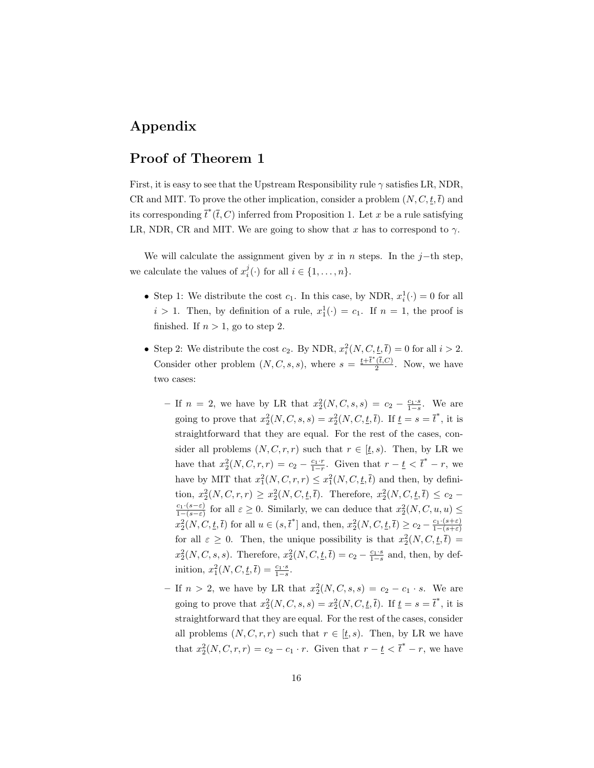# Appendix

## Proof of Theorem 1

First, it is easy to see that the Upstream Responsibility rule $\gamma$ satisfies LR, NDR, CR and MIT. To prove the other implication, consider a problem $(N, C, \underline{t}, \overline{t})$ and its corresponding $\overline{t}^*(\overline{t}, C)$ inferred from Proposition 1. Let $x$ be a rule satisfying LR, NDR, CR and MIT. We are going to show that $x$ has to correspond to $\gamma$.

We will calculate the assignment given by $x$ in $n$ steps. In the $j$−th step, we calculate the values of $x_i^j(\cdot)$ for all $i \in \{1, \ldots, n\}$.

- Step 1: We distribute the cost $c_1$. In this case, by NDR, $x_i^1(\cdot) = 0$ for all $i > 1$. Then, by definition of a rule, $x_1^1(\cdot) = c_1$. If $n = 1$, the proof is finished. If $n > 1$, go to step 2.
- Step 2: We distribute the cost $c_2$. By NDR, $x_i^2(N, C, \underline{t}, \overline{t}) = 0$ for all $i > 2$. Consider other problem $(N, C, s, s)$, where $s = \frac{\underline{t} + \overline{t}^*(\overline{t}, C)}{2}$. Now, we have two cases:
  - If $n = 2$, we have by LR that $x_2^2(N, C, s, s) = c_2 - \frac{c_1 \cdot s}{1-s}$. We are going to prove that $x_2^2(N, C, s, s) = x_2^2(N, C, \underline{t}, \overline{t})$. If $\underline{t} = s = \overline{t}^*$, it is straightforward that they are equal. For the rest of the cases, consider all problems $(N, C, r, r)$ such that $r \in [\underline{t}, s)$. Then, by LR we have that $x_2^2(N, C, r, r) = c_2 - \frac{c_1 \cdot r}{1-r}$. Given that $r - \underline{t} < \overline{t}^* - r$, we have by MIT that $x_1^2(N, C, r, r) \leq x_1^2(N, C, \underline{t}, \overline{t})$ and then, by definition, $x_2^2(N, C, r, r) \geq x_2^2(N, C, \underline{t}, \overline{t})$. Therefore, $x_2^2(N, C, \underline{t}, \overline{t}) \leq c_2 - \frac{c_1 \cdot (s-\varepsilon)}{1-(s-\varepsilon)}$ for all $\varepsilon \geq 0$. Similarly, we can deduce that $x_2^2(N, C, u, u) \leq x_2^2(N, C, \underline{t}, \overline{t})$ for all $u \in (s, \overline{t}^*]$ and, then, $x_2^2(N, C, \underline{t}, \overline{t}) \geq c_2 - \frac{c_1 \cdot (s+\varepsilon)}{1-(s+\varepsilon)}$ for all $\varepsilon \geq 0$. Then, the unique possibility is that $x_2^2(N, C, \underline{t}, \overline{t}) = x_2^2(N, C, s, s)$. Therefore, $x_2^2(N, C, \underline{t}, \overline{t}) = c_2 - \frac{c_1 \cdot s}{1-s}$ and, then, by definition, $x_1^2(N, C, \underline{t}, \overline{t}) = \frac{c_1 \cdot s}{1-s}$.
  - If $n > 2$, we have by LR that $x_2^2(N, C, s, s) = c_2 - c_1 \cdot s$. We are going to prove that $x_2^2(N, C, s, s) = x_2^2(N, C, \underline{t}, \overline{t})$. If $\underline{t} = s = \overline{t}^*$, it is straightforward that they are equal. For the rest of the cases, consider all problems $(N, C, r, r)$ such that $r \in [\underline{t}, s)$. Then, by LR we have that $x_2^2(N, C, r, r) = c_2 - c_1 \cdot r$. Given that $r - \underline{t} < \overline{t}^* - r$, we have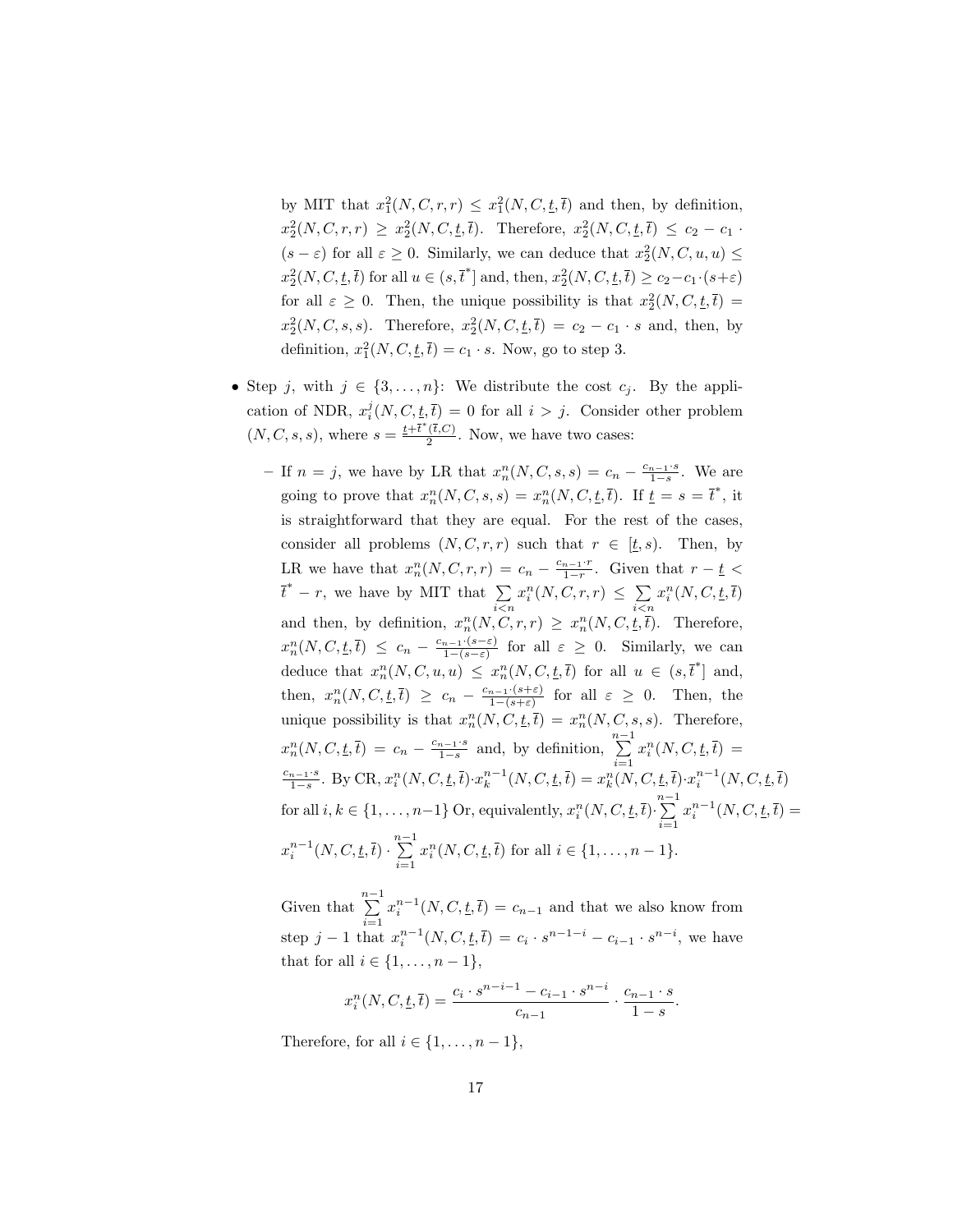by MIT that $x_1^2(N,C,r,r) \leq x_1^2(N,C,\underline{t},\overline{t})$ and then, by definition, $x_2^2(N,C,r,r) \geq x_2^2(N,C,\underline{t},\overline{t})$. Therefore, $x_2^2(N,C,\underline{t},\overline{t}) \leq c_2 - c_1 \cdot (s-\varepsilon)$ for all $\varepsilon \geq 0$. Similarly, we can deduce that $x_2^2(N,C,u,u) \leq x_2^2(N,C,\underline{t},\overline{t})$ for all $u \in (s,\overline{t}^*]$ and, then, $x_2^2(N,C,\underline{t},\overline{t}) \geq c_2 - c_1 \cdot (s+\varepsilon)$ for all $\varepsilon \geq 0$. Then, the unique possibility is that $x_2^2(N,C,\underline{t},\overline{t}) = x_2^2(N,C,s,s)$. Therefore, $x_2^2(N,C,\underline{t},\overline{t}) = c_2 - c_1 \cdot s$ and, then, by definition, $x_1^2(N,C,\underline{t},\overline{t}) = c_1 \cdot s$. Now, go to step 3.

- Step $j$, with $j \in \{3,\ldots,n\}$: We distribute the cost $c_j$. By the application of NDR, $x_i^j(N,C,\underline{t},\overline{t}) = 0$ for all $i > j$. Consider other problem $(N,C,s,s)$, where $s = \frac{\underline{t}+\overline{t}^*(\overline{t},C)}{2}$. Now, we have two cases:

  - If $n = j$, we have by LR that $x_n^n(N,C,s,s) = c_n - \frac{c_{n-1}\cdot s}{1-s}$. We are going to prove that $x_n^n(N,C,s,s) = x_n^n(N,C,\underline{t},\overline{t})$. If $\underline{t} = s = \overline{t}^*$, it is straightforward that they are equal. For the rest of the cases, consider all problems $(N,C,r,r)$ such that $r \in [\underline{t},s)$. Then, by LR we have that $x_n^n(N,C,r,r) = c_n - \frac{c_{n-1}\cdot r}{1-r}$. Given that $r - \underline{t} < \overline{t}^* - r$, we have by MIT that $\sum\limits_{i<n} x_i^n(N,C,r,r) \leq \sum\limits_{i<n} x_i^n(N,C,\underline{t},\overline{t})$ and then, by definition, $x_n^n(N,C,r,r) \geq x_n^n(N,C,\underline{t},\overline{t})$. Therefore, $x_n^n(N,C,\underline{t},\overline{t}) \leq c_n - \frac{c_{n-1}\cdot(s-\varepsilon)}{1-(s-\varepsilon)}$ for all $\varepsilon \geq 0$. Similarly, we can deduce that $x_n^n(N,C,u,u) \leq x_n^n(N,C,\underline{t},\overline{t})$ for all $u \in (s,\overline{t}^*]$ and, then, $x_n^n(N,C,\underline{t},\overline{t}) \geq c_n - \frac{c_{n-1}\cdot(s+\varepsilon)}{1-(s+\varepsilon)}$ for all $\varepsilon \geq 0$. Then, the unique possibility is that $x_n^n(N,C,\underline{t},\overline{t}) = x_n^n(N,C,s,s)$. Therefore, $x_n^n(N,C,\underline{t},\overline{t}) = c_n - \frac{c_{n-1}\cdot s}{1-s}$ and, by definition, $\sum\limits_{i=1}^{n-1} x_i^n(N,C,\underline{t},\overline{t}) = \frac{c_{n-1}\cdot s}{1-s}$. By CR, $x_i^n(N,C,\underline{t},\overline{t})\cdot x_k^{n-1}(N,C,\underline{t},\overline{t}) = x_k^n(N,C,\underline{t},\overline{t})\cdot x_i^{n-1}(N,C,\underline{t},\overline{t})$ for all $i,k \in \{1,\ldots,n-1\}$ Or, equivalently, $x_i^n(N,C,\underline{t},\overline{t})\cdot \sum\limits_{i=1}^{n-1} x_i^{n-1}(N,C,\underline{t},\overline{t}) = x_i^{n-1}(N,C,\underline{t},\overline{t}) \cdot \sum\limits_{i=1}^{n-1} x_i^n(N,C,\underline{t},\overline{t})$ for all $i \in \{1,\ldots,n-1\}$.

    Given that $\sum\limits_{i=1}^{n-1} x_i^{n-1}(N,C,\underline{t},\overline{t}) = c_{n-1}$ and that we also know from step $j-1$ that $x_i^{n-1}(N,C,\underline{t},\overline{t}) = c_i \cdot s^{n-1-i} - c_{i-1}\cdot s^{n-i}$, we have that for all $i \in \{1,\ldots,n-1\}$,

    $$x_i^n(N,C,\underline{t},\overline{t}) = \frac{c_i \cdot s^{n-i-1} - c_{i-1}\cdot s^{n-i}}{c_{n-1}} \cdot \frac{c_{n-1}\cdot s}{1-s}.$$

    Therefore, for all $i \in \{1,\ldots,n-1\}$,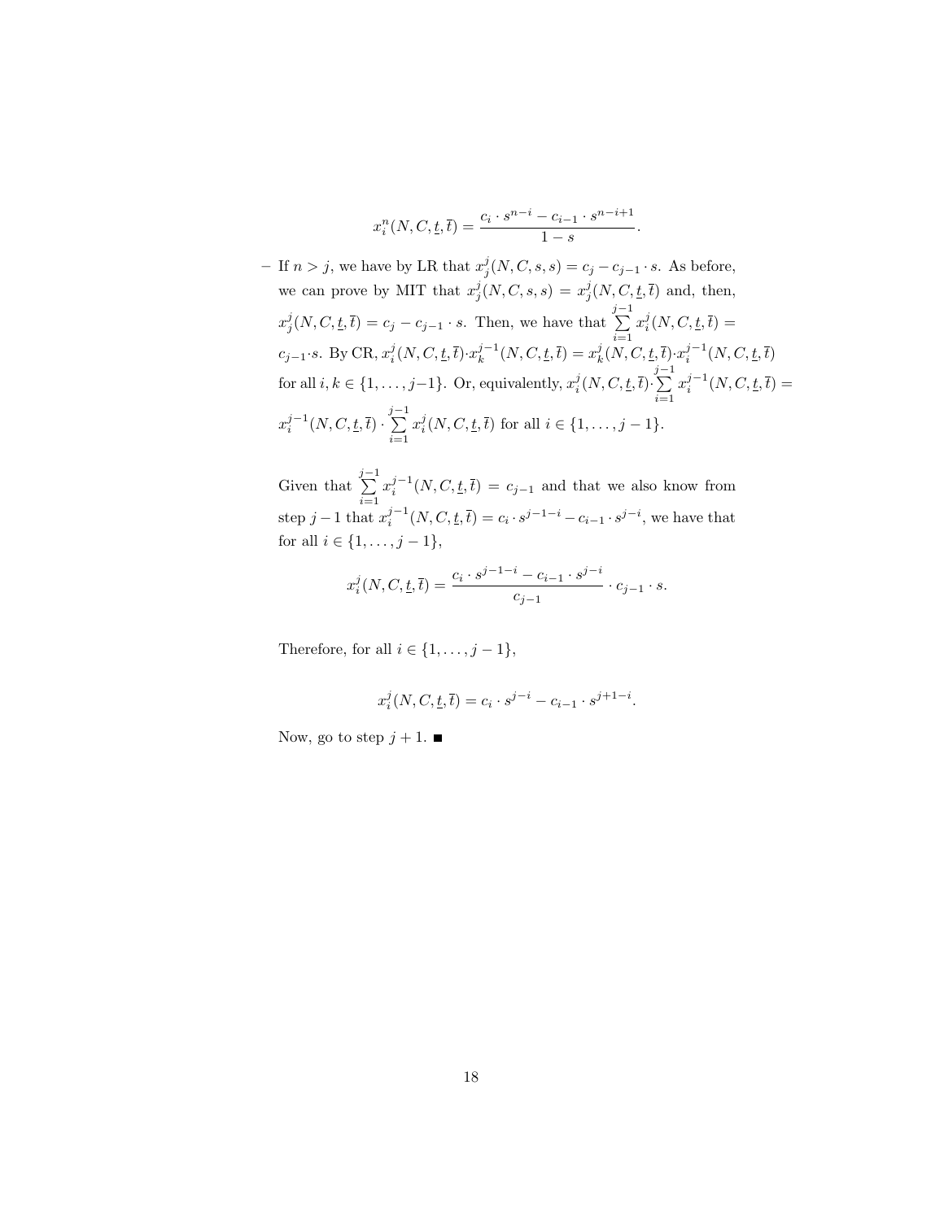$$x_i^n(N, C, \underline{t}, \overline{t}) = \frac{c_i \cdot s^{n-i} - c_{i-1} \cdot s^{n-i+1}}{1-s}.$$

– If $n > j$, we have by LR that $x_j^j(N, C, s, s) = c_j - c_{j-1} \cdot s$. As before, we can prove by MIT that $x_j^j(N, C, s, s) = x_j^j(N, C, \underline{t}, \overline{t})$ and, then, $x_j^j(N, C, \underline{t}, \overline{t}) = c_j - c_{j-1} \cdot s$. Then, we have that $\sum_{i=1}^{j-1} x_i^j(N, C, \underline{t}, \overline{t}) = c_{j-1} \cdot s$. By CR, $x_i^j(N, C, \underline{t}, \overline{t}) \cdot x_k^{j-1}(N, C, \underline{t}, \overline{t}) = x_k^j(N, C, \underline{t}, \overline{t}) \cdot x_i^{j-1}(N, C, \underline{t}, \overline{t})$ for all $i, k \in \{1, \ldots, j-1\}$. Or, equivalently, $x_i^j(N, C, \underline{t}, \overline{t}) \cdot \sum_{i=1}^{j-1} x_i^{j-1}(N, C, \underline{t}, \overline{t}) = x_i^{j-1}(N, C, \underline{t}, \overline{t}) \cdot \sum_{i=1}^{j-1} x_i^j(N, C, \underline{t}, \overline{t})$ for all $i \in \{1, \ldots, j-1\}$.

Given that $\sum_{i=1}^{j-1} x_i^{j-1}(N, C, \underline{t}, \overline{t}) = c_{j-1}$ and that we also know from step $j-1$ that $x_i^{j-1}(N, C, \underline{t}, \overline{t}) = c_i \cdot s^{j-1-i} - c_{i-1} \cdot s^{j-i}$, we have that for all $i \in \{1, \ldots, j-1\}$,

$$x_i^j(N, C, \underline{t}, \overline{t}) = \frac{c_i \cdot s^{j-1-i} - c_{i-1} \cdot s^{j-i}}{c_{j-1}} \cdot c_{j-1} \cdot s.$$

Therefore, for all $i \in \{1, \ldots, j-1\}$,

$$x_i^j(N, C, \underline{t}, \overline{t}) = c_i \cdot s^{j-i} - c_{i-1} \cdot s^{j+1-i}.$$

Now, go to step $j+1$. ■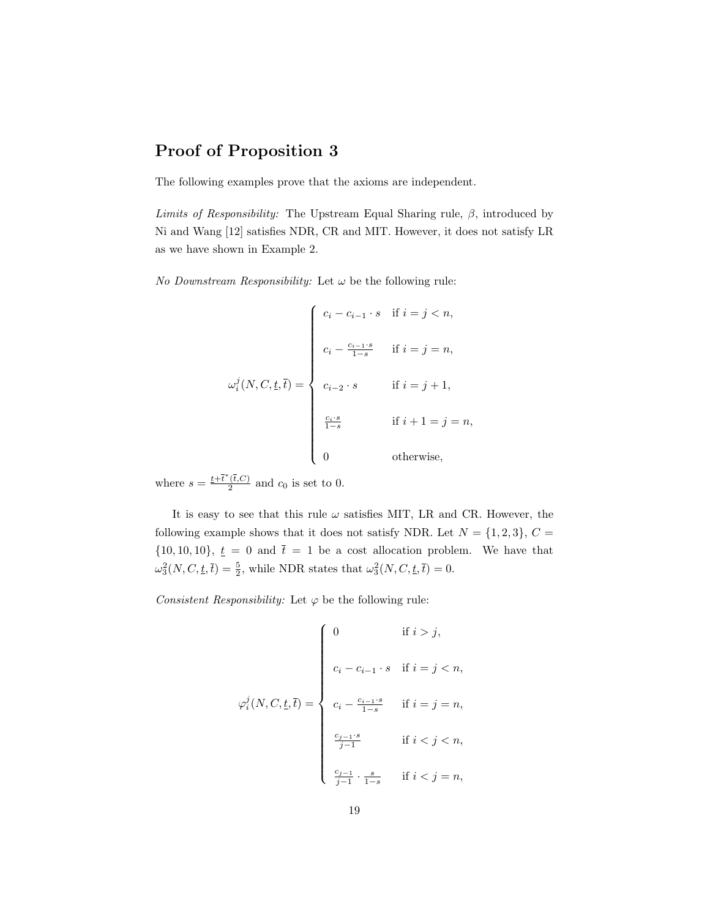## Proof of Proposition 3

The following examples prove that the axioms are independent.

*Limits of Responsibility:* The Upstream Equal Sharing rule, $\beta$, introduced by Ni and Wang [12] satisfies NDR, CR and MIT. However, it does not satisfy LR as we have shown in Example 2.

*No Downstream Responsibility:* Let $\omega$ be the following rule:

$$
\omega_i^j(N, C, \underline{t}, \overline{t}) = \begin{cases} c_i - c_{i-1} \cdot s & \text{if } i = j < n, \\ \\ c_i - \frac{c_{i-1} \cdot s}{1-s} & \text{if } i = j = n, \\ \\ c_{i-2} \cdot s & \text{if } i = j+1, \\ \\ \frac{c_i \cdot s}{1-s} & \text{if } i+1 = j = n, \\ \\ 0 & \text{otherwise,} \end{cases}
$$

where $s = \frac{\underline{t} + \overline{t}^*(\overline{t}, C)}{2}$ and $c_0$ is set to 0.

It is easy to see that this rule $\omega$ satisfies MIT, LR and CR. However, the following example shows that it does not satisfy NDR. Let $N = \{1, 2, 3\}$, $C = \{10, 10, 10\}$, $\underline{t} = 0$ and $\overline{t} = 1$ be a cost allocation problem. We have that $\omega_3^2(N, C, \underline{t}, \overline{t}) = \frac{5}{2}$, while NDR states that $\omega_3^2(N, C, \underline{t}, \overline{t}) = 0$.

*Consistent Responsibility:* Let $\varphi$ be the following rule:

$$
\varphi_i^j(N, C, \underline{t}, \overline{t}) = \begin{cases} 0 & \text{if } i > j, \\ \\ c_i - c_{i-1} \cdot s & \text{if } i = j < n, \\ \\ c_i - \frac{c_{i-1} \cdot s}{1-s} & \text{if } i = j = n, \\ \\ \frac{c_{j-1} \cdot s}{j-1} & \text{if } i < j < n, \\ \\ \frac{c_{j-1}}{j-1} \cdot \frac{s}{1-s} & \text{if } i < j = n, \end{cases}
$$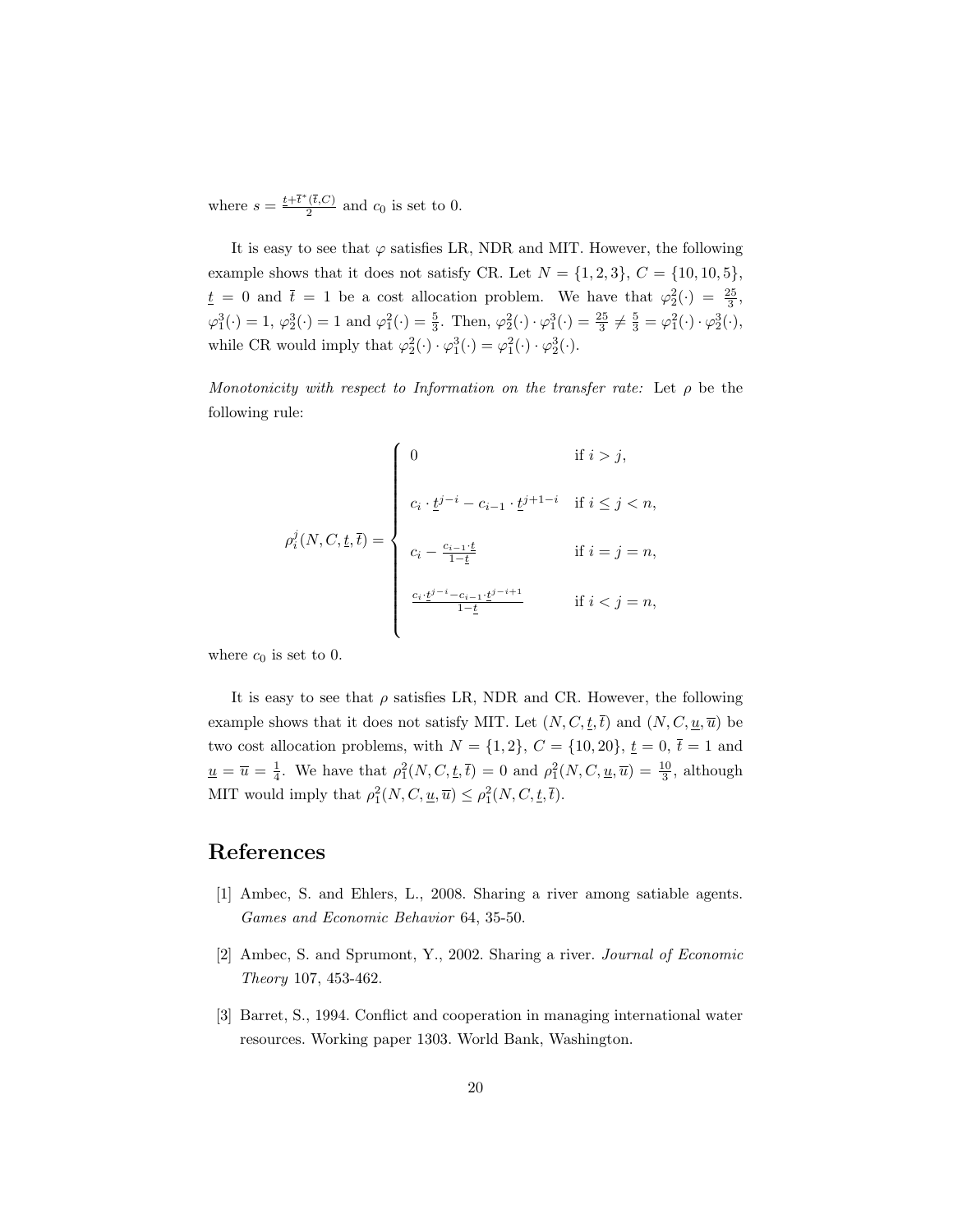where $s = \frac{\underline{t}+\overline{t}^*(\overline{t},C)}{2}$ and $c_0$ is set to 0.

It is easy to see that $\varphi$ satisfies LR, NDR and MIT. However, the following example shows that it does not satisfy CR. Let $N = \{1,2,3\}$, $C = \{10,10,5\}$, $\underline{t} = 0$ and $\overline{t} = 1$ be a cost allocation problem. We have that $\varphi_2^2(\cdot) = \frac{25}{3}$, $\varphi_1^3(\cdot) = 1$, $\varphi_2^3(\cdot) = 1$ and $\varphi_1^2(\cdot) = \frac{5}{3}$. Then, $\varphi_2^2(\cdot) \cdot \varphi_1^3(\cdot) = \frac{25}{3} \neq \frac{5}{3} = \varphi_1^2(\cdot) \cdot \varphi_2^3(\cdot)$, while CR would imply that $\varphi_2^2(\cdot) \cdot \varphi_1^3(\cdot) = \varphi_1^2(\cdot) \cdot \varphi_2^3(\cdot)$.

*Monotonicity with respect to Information on the transfer rate:* Let $\rho$ be the following rule:

$$
\rho_i^j(N,C,\underline{t},\overline{t}) = \begin{cases} 0 & \text{if } i > j, \\ \\ c_i \cdot \underline{t}^{j-i} - c_{i-1} \cdot \underline{t}^{j+1-i} & \text{if } i \leq j < n, \\ \\ c_i - \frac{c_{i-1} \cdot \underline{t}}{1-\underline{t}} & \text{if } i = j = n, \\ \\ \frac{c_i \cdot \underline{t}^{j-i} - c_{i-1} \cdot \underline{t}^{j-i+1}}{1-\underline{t}} & \text{if } i < j = n, \end{cases}
$$

where $c_0$ is set to 0.

It is easy to see that $\rho$ satisfies LR, NDR and CR. However, the following example shows that it does not satisfy MIT. Let $(N,C,\underline{t},\overline{t})$ and $(N,C,\underline{u},\overline{u})$ be two cost allocation problems, with $N = \{1,2\}$, $C = \{10,20\}$, $\underline{t} = 0$, $\overline{t} = 1$ and $\underline{u} = \overline{u} = \frac{1}{4}$. We have that $\rho_1^2(N,C,\underline{t},\overline{t}) = 0$ and $\rho_1^2(N,C,\underline{u},\overline{u}) = \frac{10}{3}$, although MIT would imply that $\rho_1^2(N,C,\underline{u},\overline{u}) \leq \rho_1^2(N,C,\underline{t},\overline{t})$.

# References

[1] Ambec, S. and Ehlers, L., 2008. Sharing a river among satiable agents. *Games and Economic Behavior* 64, 35-50.

[2] Ambec, S. and Sprumont, Y., 2002. Sharing a river. *Journal of Economic Theory* 107, 453-462.

[3] Barret, S., 1994. Conflict and cooperation in managing international water resources. Working paper 1303. World Bank, Washington.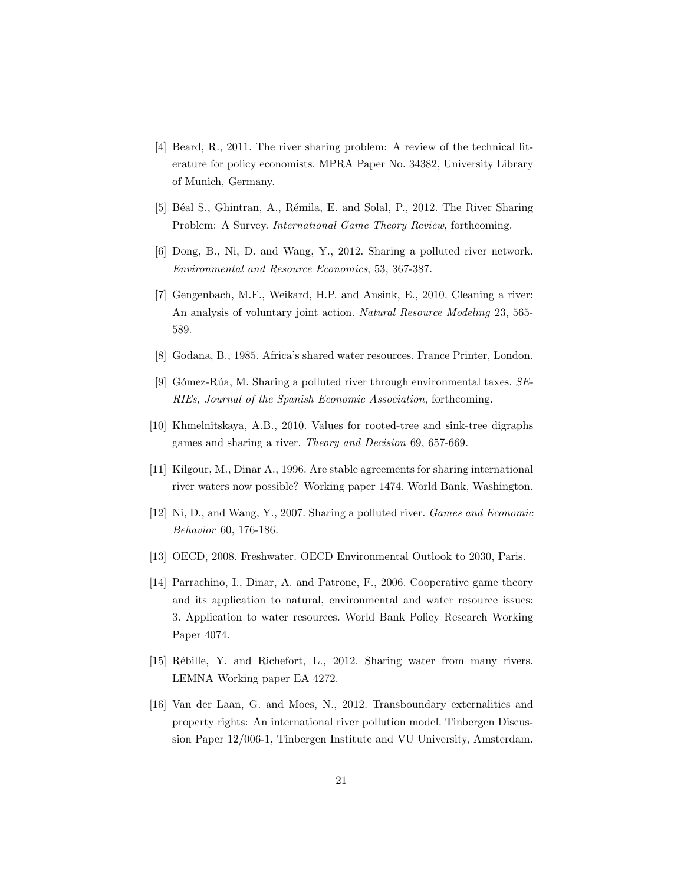[4] Beard, R., 2011. The river sharing problem: A review of the technical literature for policy economists. MPRA Paper No. 34382, University Library of Munich, Germany.

[5] Béal S., Ghintran, A., Rémila, E. and Solal, P., 2012. The River Sharing Problem: A Survey. *International Game Theory Review*, forthcoming.

[6] Dong, B., Ni, D. and Wang, Y., 2012. Sharing a polluted river network. *Environmental and Resource Economics*, 53, 367-387.

[7] Gengenbach, M.F., Weikard, H.P. and Ansink, E., 2010. Cleaning a river: An analysis of voluntary joint action. *Natural Resource Modeling* 23, 565-589.

[8] Godana, B., 1985. Africa's shared water resources. France Printer, London.

[9] Gómez-Rúa, M. Sharing a polluted river through environmental taxes. *SERIEs, Journal of the Spanish Economic Association*, forthcoming.

[10] Khmelnitskaya, A.B., 2010. Values for rooted-tree and sink-tree digraphs games and sharing a river. *Theory and Decision* 69, 657-669.

[11] Kilgour, M., Dinar A., 1996. Are stable agreements for sharing international river waters now possible? Working paper 1474. World Bank, Washington.

[12] Ni, D., and Wang, Y., 2007. Sharing a polluted river. *Games and Economic Behavior* 60, 176-186.

[13] OECD, 2008. Freshwater. OECD Environmental Outlook to 2030, Paris.

[14] Parrachino, I., Dinar, A. and Patrone, F., 2006. Cooperative game theory and its application to natural, environmental and water resource issues: 3. Application to water resources. World Bank Policy Research Working Paper 4074.

[15] Rébille, Y. and Richefort, L., 2012. Sharing water from many rivers. LEMNA Working paper EA 4272.

[16] Van der Laan, G. and Moes, N., 2012. Transboundary externalities and property rights: An international river pollution model. Tinbergen Discussion Paper 12/006-1, Tinbergen Institute and VU University, Amsterdam.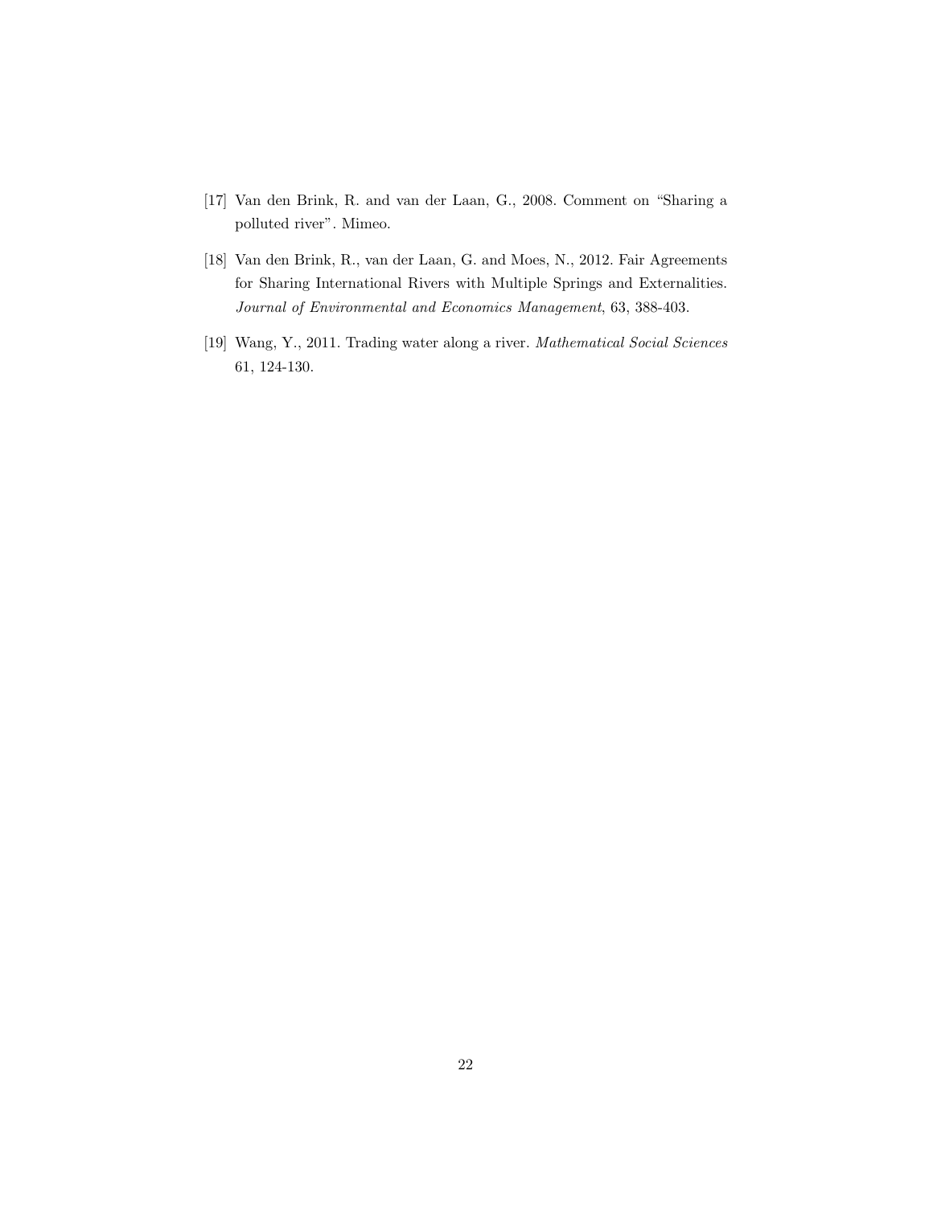[17] Van den Brink, R. and van der Laan, G., 2008. Comment on "Sharing a polluted river". Mimeo.

[18] Van den Brink, R., van der Laan, G. and Moes, N., 2012. Fair Agreements for Sharing International Rivers with Multiple Springs and Externalities. *Journal of Environmental and Economics Management*, 63, 388-403.

[19] Wang, Y., 2011. Trading water along a river. *Mathematical Social Sciences* 61, 124-130.